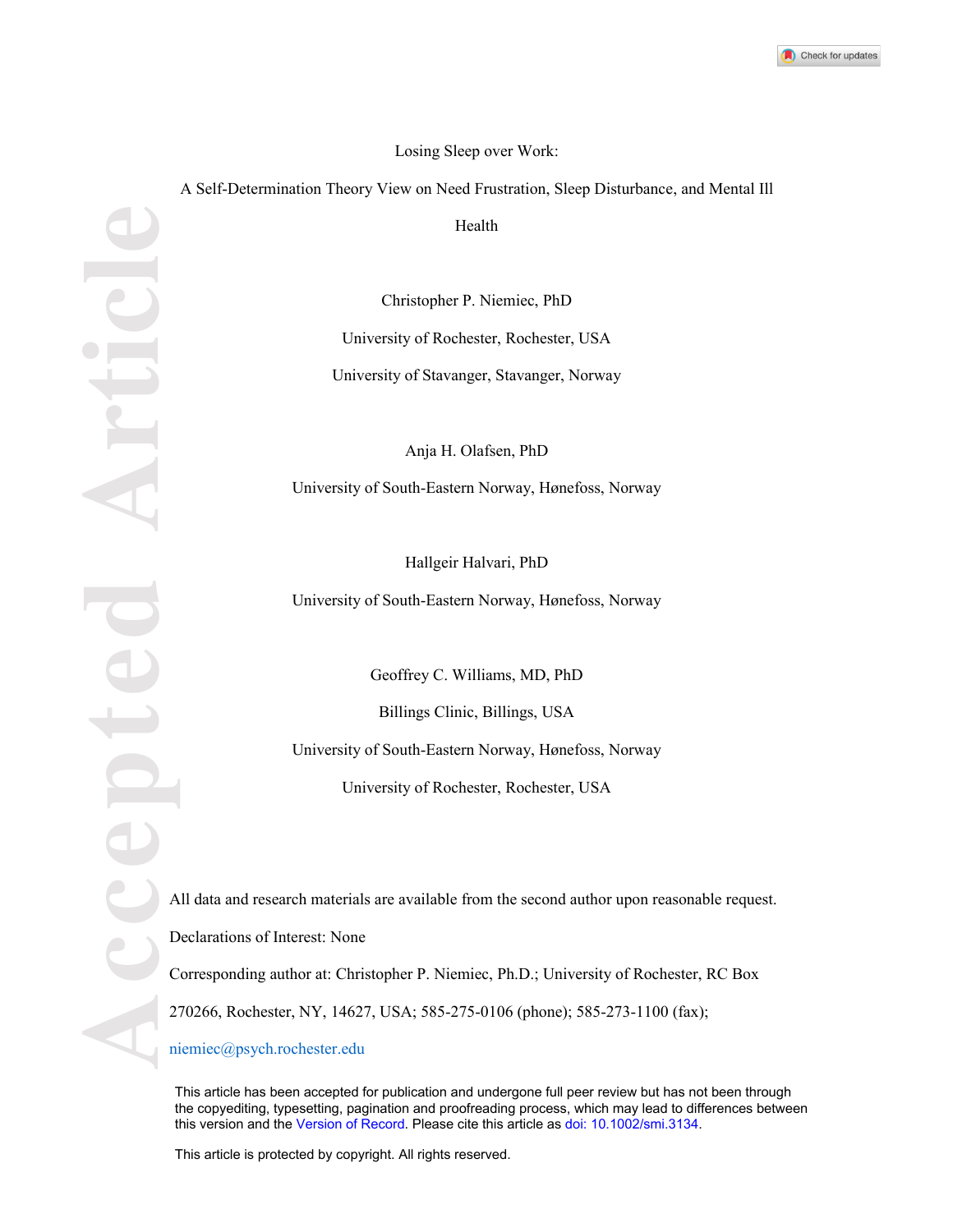# Losing Sleep over Work:

# A Self-Determination Theory View on Need Frustration, Sleep Disturbance, and Mental Ill Health

Christopher P. Niemiec, PhD

University of Rochester, Rochester, USA

University of Stavanger, Stavanger, Norway

Anja H. Olafsen, PhD

University of South-Eastern Norway, Hønefoss, Norway

Hallgeir Halvari, PhD

University of South-Eastern Norway, Hønefoss, Norway

Geoffrey C. Williams, MD, PhD

Billings Clinic, Billings, USA

University of South-Eastern Norway, Hønefoss, Norway

University of Rochester, Rochester, USA

All data and research materials are available from the second author upon reasonable request.

Declarations of Interest: None

Corresponding author at: Christopher P. Niemiec, Ph.D.; University of Rochester, RC Box 270266, Rochester, NY, 14627, USA; 585-275-0106 (phone); 585-273-1100 (fax); niemiec@psych.rochester.edu

This article has been accepted for publication and undergone full peer review but has not been through the copyediting, typesetting, pagination and proofreading process, which may lead to differences between this version and the Version of Record. Please cite this article as doi: 10.1002/smi.3134.

This article is protected by copyright. All rights reserved.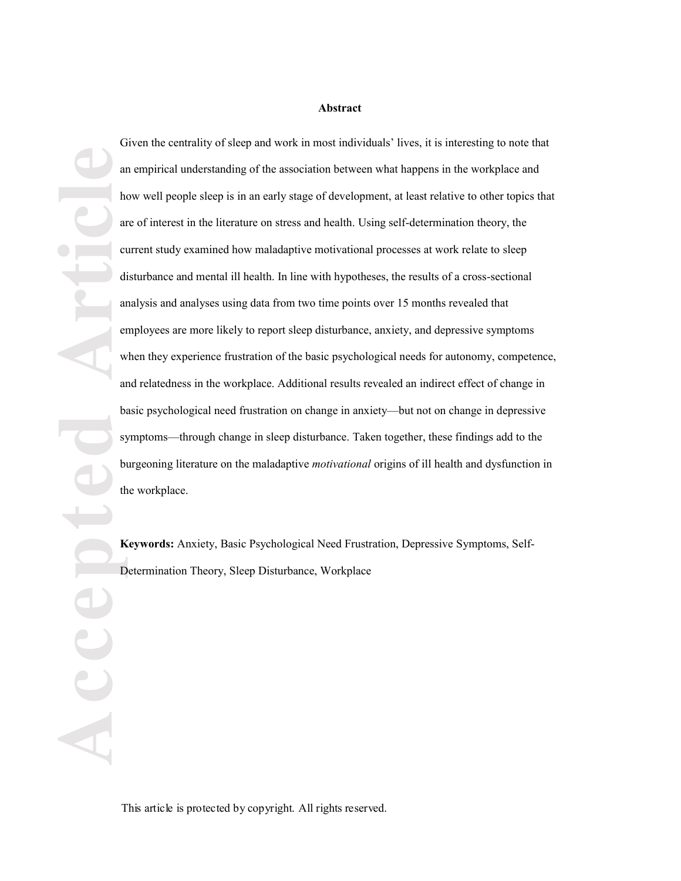## Abstract

Given the centrality of sleep and work in most individuals' lives, it is interesting to note that an empirical understanding of the association between what happens in the workplace and how well people sleep is in an early stage of development, at least relative to other topics that are of interest in the literature on stress and health. Using self-determination theory, the current study examined how maladaptive motivational processes at work relate to sleep disturbance and mental ill health. In line with hypotheses, the results of a cross-sectional analysis and analyses using data from two time points over 15 months revealed that employees are more likely to report sleep disturbance, anxiety, and depressive symptoms when they experience frustration of the basic psychological needs for autonomy, competence, and relatedness in the workplace. Additional results revealed an indirect effect of change in basic psychological need frustration on change in anxiety—but not on change in depressive symptoms—through change in sleep disturbance. Taken together, these findings add to the burgeoning literature on the maladaptive *motivational* origins of ill health and dysfunction in the workplace.

**Keywords:** Anxiety, Basic Psychological Need Frustration, Depressive Symptoms, Self-Determination Theory, Sleep Disturbance, Workplace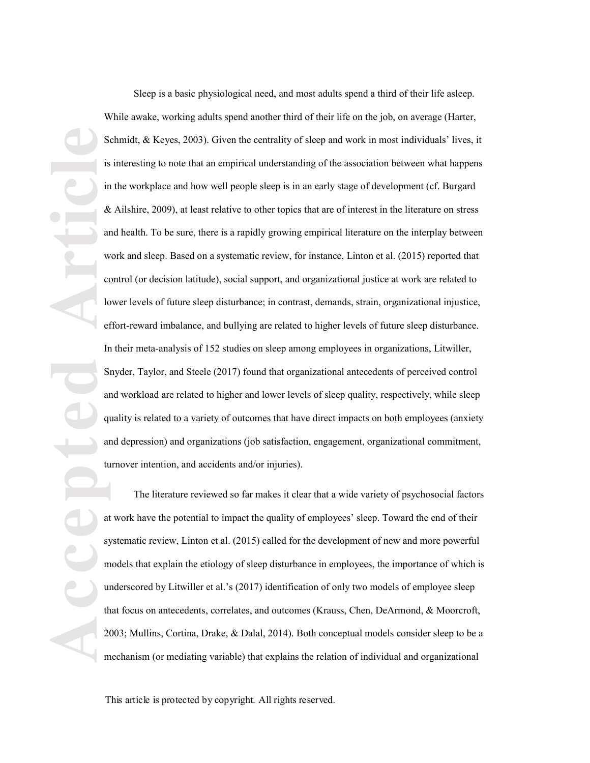Sleep is a basic physiological need, and most adults spend a third of their life asleep. While awake, working adults spend another third of their life on the job, on average (Harter, Schmidt, & Keyes, 2003). Given the centrality of sleep and work in most individuals' lives, it is interesting to note that an empirical understanding of the association between what happens in the workplace and how well people sleep is in an early stage of development (cf. Burgard & Ailshire, 2009), at least relative to other topics that are of interest in the literature on stress and health. To be sure, there is a rapidly growing empirical literature on the interplay between work and sleep. Based on a systematic review, for instance, Linton et al. (2015) reported that control (or decision latitude), social support, and organizational justice at work are related to lower levels of future sleep disturbance; in contrast, demands, strain, organizational injustice, effort-reward imbalance, and bullying are related to higher levels of future sleep disturbance. In their meta-analysis of 152 studies on sleep among employees in organizations, Litwiller, Snyder, Taylor, and Steele (2017) found that organizational antecedents of perceived control and workload are related to higher and lower levels of sleep quality, respectively, while sleep quality is related to a variety of outcomes that have direct impacts on both employees (anxiety and depression) and organizations (job satisfaction, engagement, organizational commitment, turnover intention, and accidents and/or injuries).

The literature reviewed so far makes it clear that a wide variety of psychosocial factors at work have the potential to impact the quality of employees' sleep. Toward the end of their systematic review, Linton et al. (2015) called for the development of new and more powerful models that explain the etiology of sleep disturbance in employees, the importance of which is underscored by Litwiller et al.'s (2017) identification of only two models of employee sleep that focus on antecedents, correlates, and outcomes (Krauss, Chen, DeArmond, & Moorcroft, 2003; Mullins, Cortina, Drake, & Dalal, 2014). Both conceptual models consider sleep to be a mechanism (or mediating variable) that explains the relation of individual and organizational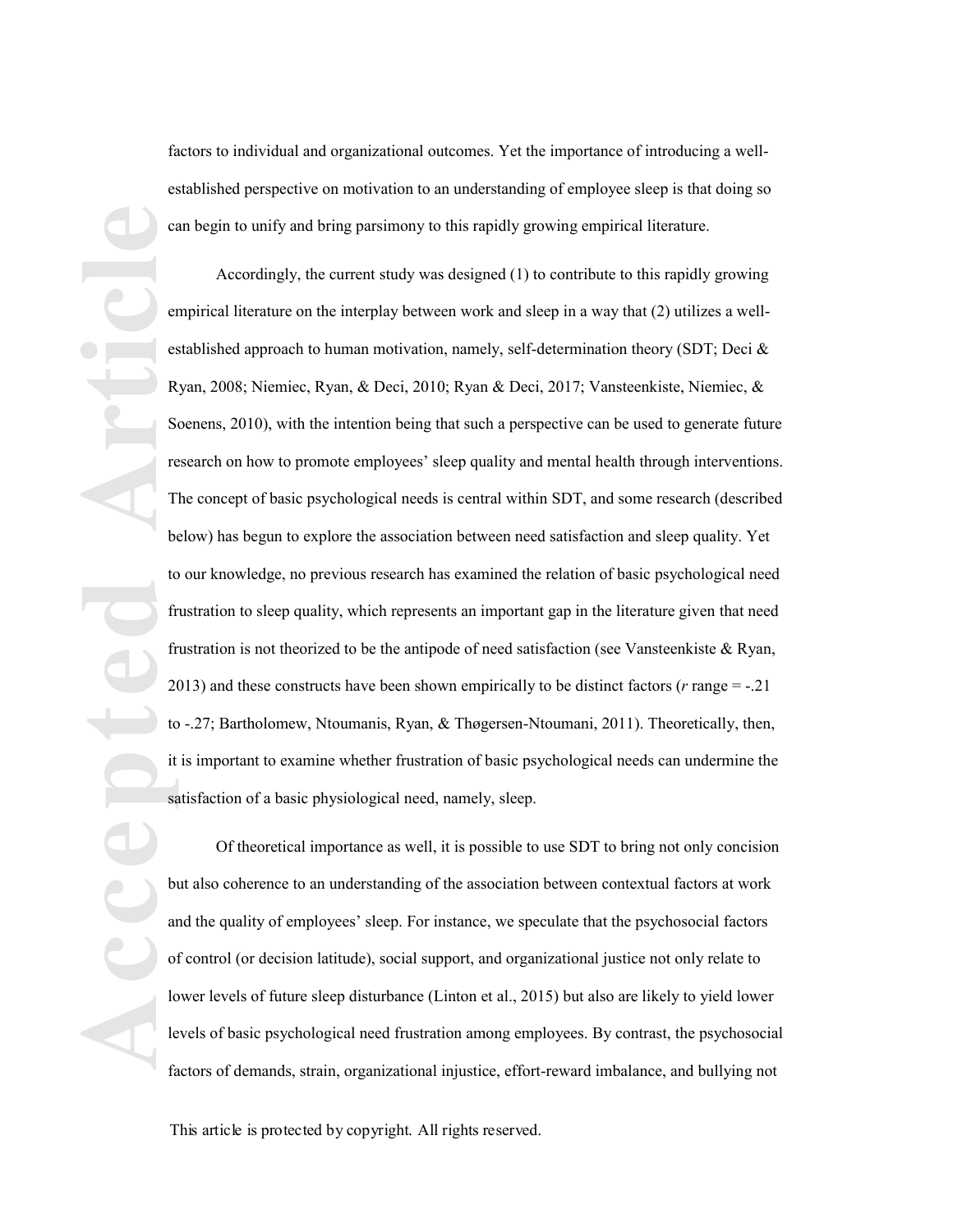factors to individual and organizational outcomes. Yet the importance of introducing a well-established perspective on motivation to an understanding of employee sleep is that doing so can begin to unify and bring parsimony to this rapidly growing empirical literature.

Accordingly, the current study was designed (1) to contribute to this rapidly growing empirical literature on the interplay between work and sleep in a way that (2) utilizes a well-established approach to human motivation, namely, self-determination theory (SDT; Deci & Ryan, 2008; Niemiec, Ryan, & Deci, 2010; Ryan & Deci, 2017; Vansteenkiste, Niemiec, & Soenens, 2010), with the intention being that such a perspective can be used to generate future research on how to promote employees' sleep quality and mental health through interventions. The concept of basic psychological needs is central within SDT, and some research (described below) has begun to explore the association between need satisfaction and sleep quality. Yet to our knowledge, no previous research has examined the relation of basic psychological need frustration to sleep quality, which represents an important gap in the literature given that need frustration is not theorized to be the antipode of need satisfaction (see Vansteenkiste & Ryan, 2013) and these constructs have been shown empirically to be distinct factors (*r* range = -.21 to -.27; Bartholomew, Ntoumanis, Ryan, & Thøgersen-Ntoumani, 2011). Theoretically, then, it is important to examine whether frustration of basic psychological needs can undermine the satisfaction of a basic physiological need, namely, sleep.

Of theoretical importance as well, it is possible to use SDT to bring not only concision but also coherence to an understanding of the association between contextual factors at work and the quality of employees' sleep. For instance, we speculate that the psychosocial factors of control (or decision latitude), social support, and organizational justice not only relate to lower levels of future sleep disturbance (Linton et al., 2015) but also are likely to yield lower levels of basic psychological need frustration among employees. By contrast, the psychosocial factors of demands, strain, organizational injustice, effort-reward imbalance, and bullying not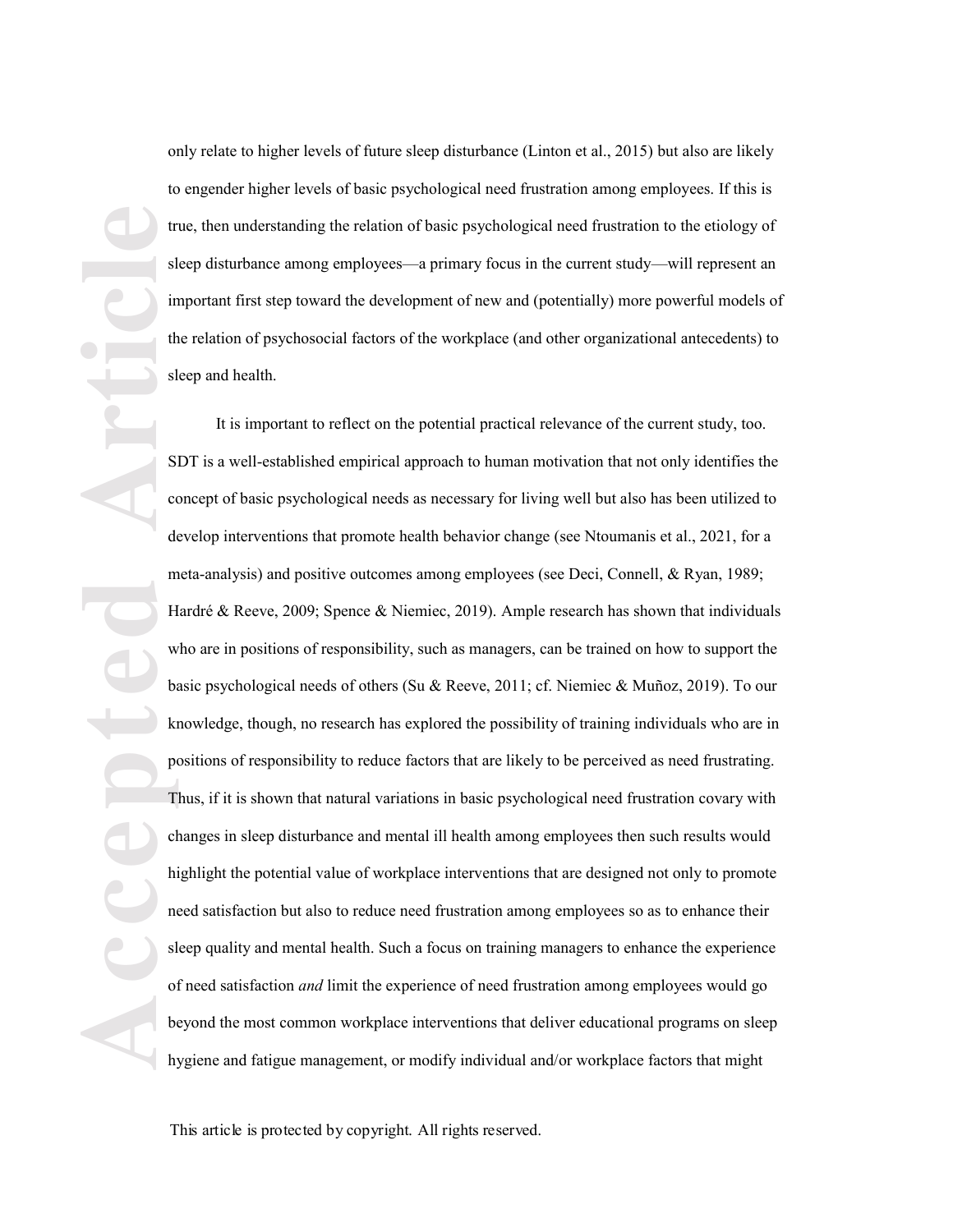only relate to higher levels of future sleep disturbance (Linton et al., 2015) but also are likely to engender higher levels of basic psychological need frustration among employees. If this is true, then understanding the relation of basic psychological need frustration to the etiology of sleep disturbance among employees—a primary focus in the current study—will represent an important first step toward the development of new and (potentially) more powerful models of the relation of psychosocial factors of the workplace (and other organizational antecedents) to sleep and health.

It is important to reflect on the potential practical relevance of the current study, too. SDT is a well-established empirical approach to human motivation that not only identifies the concept of basic psychological needs as necessary for living well but also has been utilized to develop interventions that promote health behavior change (see Ntoumanis et al., 2021, for a meta-analysis) and positive outcomes among employees (see Deci, Connell, & Ryan, 1989; Hardré & Reeve, 2009; Spence & Niemiec, 2019). Ample research has shown that individuals who are in positions of responsibility, such as managers, can be trained on how to support the basic psychological needs of others (Su & Reeve, 2011; cf. Niemiec & Muñoz, 2019). To our knowledge, though, no research has explored the possibility of training individuals who are in positions of responsibility to reduce factors that are likely to be perceived as need frustrating. Thus, if it is shown that natural variations in basic psychological need frustration covary with changes in sleep disturbance and mental ill health among employees then such results would highlight the potential value of workplace interventions that are designed not only to promote need satisfaction but also to reduce need frustration among employees so as to enhance their sleep quality and mental health. Such a focus on training managers to enhance the experience of need satisfaction *and* limit the experience of need frustration among employees would go beyond the most common workplace interventions that deliver educational programs on sleep hygiene and fatigue management, or modify individual and/or workplace factors that might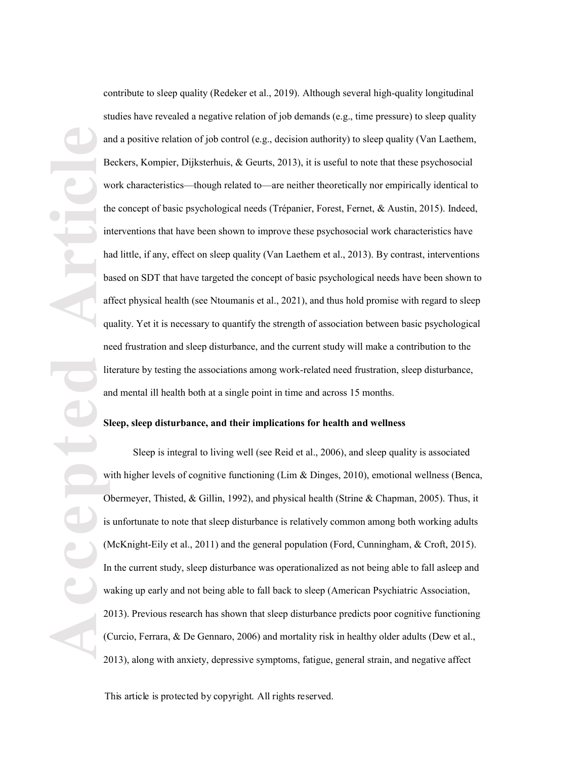contribute to sleep quality (Redeker et al., 2019). Although several high-quality longitudinal studies have revealed a negative relation of job demands (e.g., time pressure) to sleep quality and a positive relation of job control (e.g., decision authority) to sleep quality (Van Laethem, Beckers, Kompier, Dijksterhuis, & Geurts, 2013), it is useful to note that these psychosocial work characteristics—though related to—are neither theoretically nor empirically identical to the concept of basic psychological needs (Trépanier, Forest, Fernet, & Austin, 2015). Indeed, interventions that have been shown to improve these psychosocial work characteristics have had little, if any, effect on sleep quality (Van Laethem et al., 2013). By contrast, interventions based on SDT that have targeted the concept of basic psychological needs have been shown to affect physical health (see Ntoumanis et al., 2021), and thus hold promise with regard to sleep quality. Yet it is necessary to quantify the strength of association between basic psychological need frustration and sleep disturbance, and the current study will make a contribution to the literature by testing the associations among work-related need frustration, sleep disturbance, and mental ill health both at a single point in time and across 15 months.

**Sleep, sleep disturbance, and their implications for health and wellness**

Sleep is integral to living well (see Reid et al., 2006), and sleep quality is associated with higher levels of cognitive functioning (Lim & Dinges, 2010), emotional wellness (Benca, Obermeyer, Thisted, & Gillin, 1992), and physical health (Strine & Chapman, 2005). Thus, it is unfortunate to note that sleep disturbance is relatively common among both working adults (McKnight-Eily et al., 2011) and the general population (Ford, Cunningham, & Croft, 2015). In the current study, sleep disturbance was operationalized as not being able to fall asleep and waking up early and not being able to fall back to sleep (American Psychiatric Association, 2013). Previous research has shown that sleep disturbance predicts poor cognitive functioning (Curcio, Ferrara, & De Gennaro, 2006) and mortality risk in healthy older adults (Dew et al., 2013), along with anxiety, depressive symptoms, fatigue, general strain, and negative affect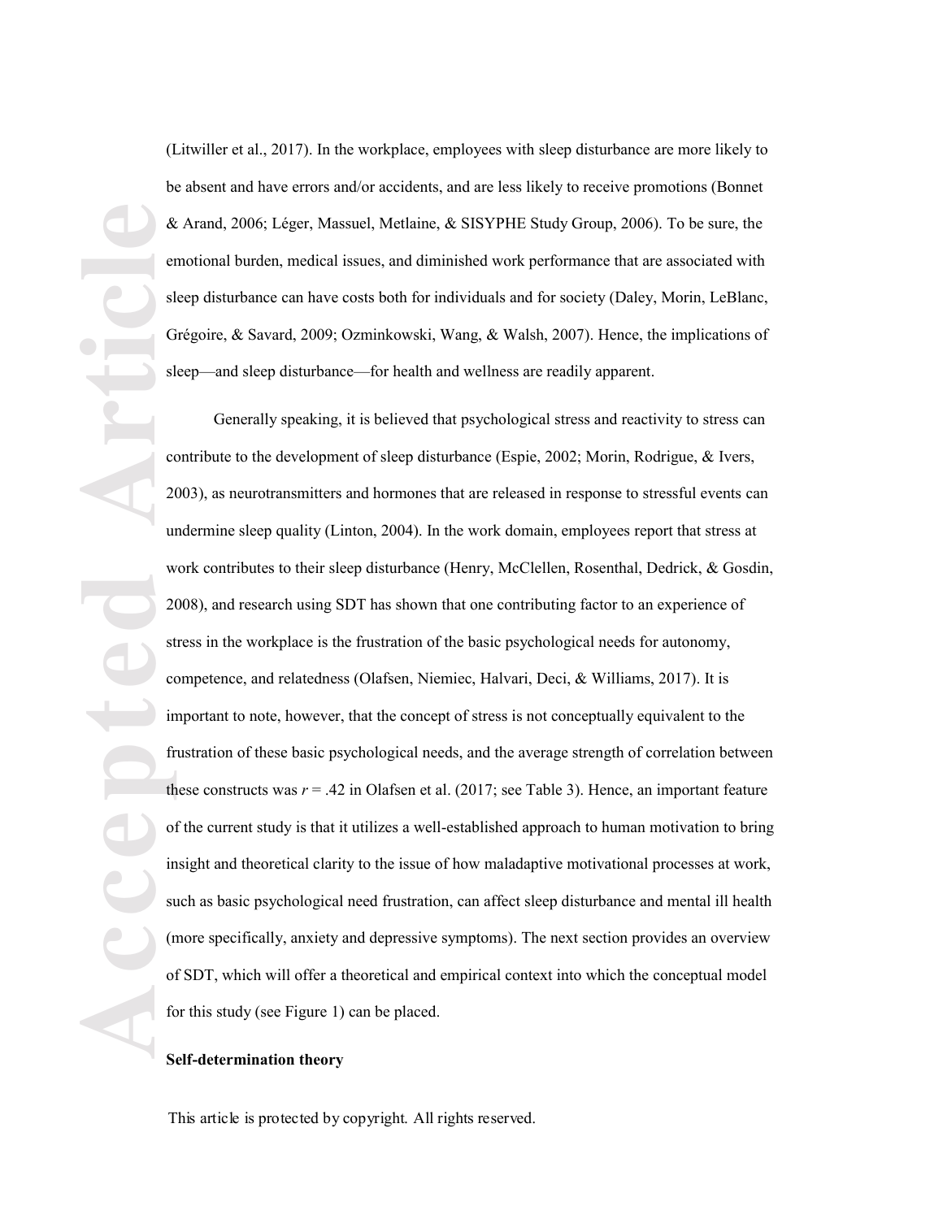(Litwiller et al., 2017). In the workplace, employees with sleep disturbance are more likely to be absent and have errors and/or accidents, and are less likely to receive promotions (Bonnet & Arand, 2006; Léger, Massuel, Metlaine, & SISYPHE Study Group, 2006). To be sure, the emotional burden, medical issues, and diminished work performance that are associated with sleep disturbance can have costs both for individuals and for society (Daley, Morin, LeBlanc, Grégoire, & Savard, 2009; Ozminkowski, Wang, & Walsh, 2007). Hence, the implications of sleep—and sleep disturbance—for health and wellness are readily apparent.

Generally speaking, it is believed that psychological stress and reactivity to stress can contribute to the development of sleep disturbance (Espie, 2002; Morin, Rodrigue, & Ivers, 2003), as neurotransmitters and hormones that are released in response to stressful events can undermine sleep quality (Linton, 2004). In the work domain, employees report that stress at work contributes to their sleep disturbance (Henry, McClellen, Rosenthal, Dedrick, & Gosdin, 2008), and research using SDT has shown that one contributing factor to an experience of stress in the workplace is the frustration of the basic psychological needs for autonomy, competence, and relatedness (Olafsen, Niemiec, Halvari, Deci, & Williams, 2017). It is important to note, however, that the concept of stress is not conceptually equivalent to the frustration of these basic psychological needs, and the average strength of correlation between these constructs was $r = .42$ in Olafsen et al. (2017; see Table 3). Hence, an important feature of the current study is that it utilizes a well-established approach to human motivation to bring insight and theoretical clarity to the issue of how maladaptive motivational processes at work, such as basic psychological need frustration, can affect sleep disturbance and mental ill health (more specifically, anxiety and depressive symptoms). The next section provides an overview of SDT, which will offer a theoretical and empirical context into which the conceptual model for this study (see Figure 1) can be placed.

**Self-determination theory**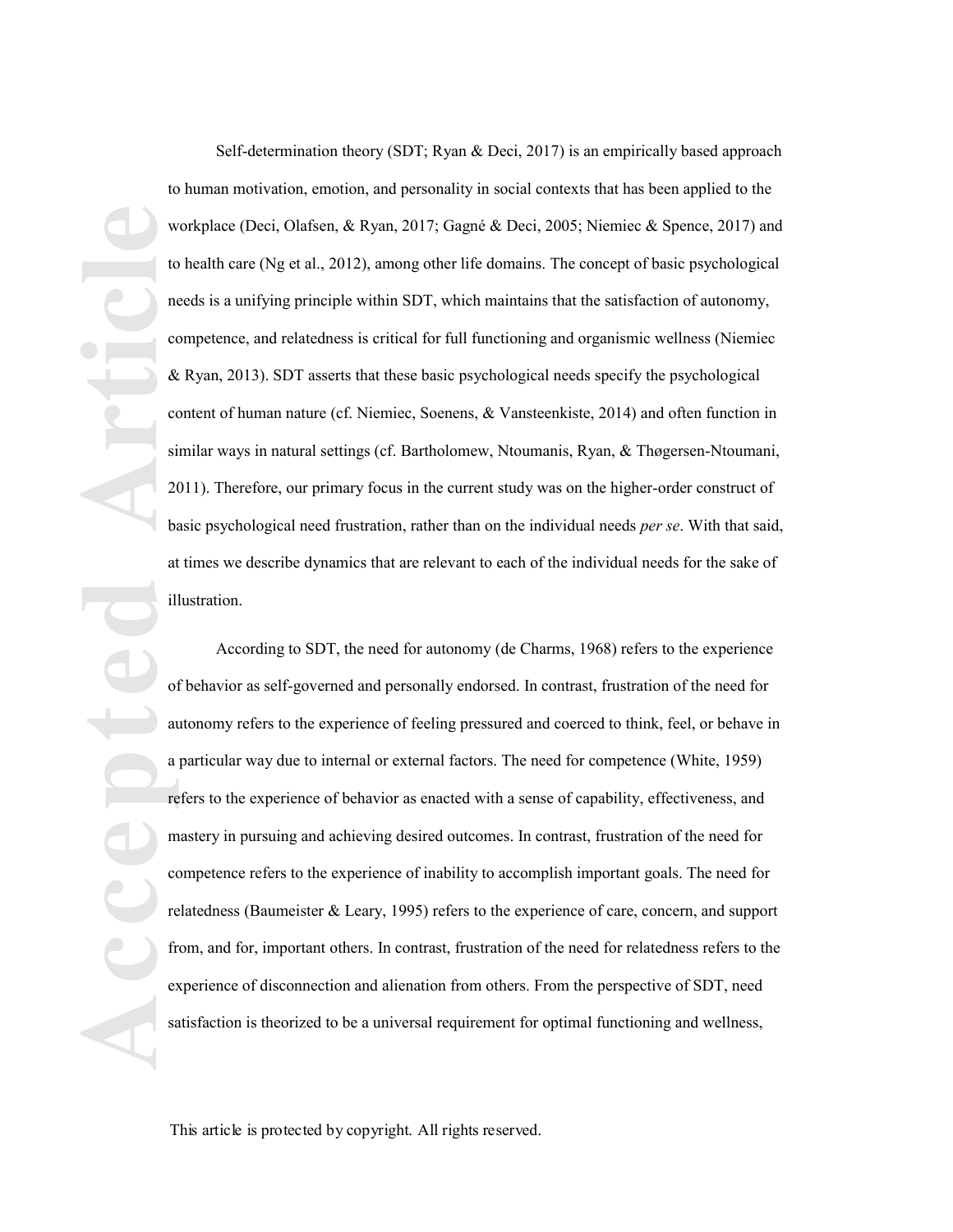Self-determination theory (SDT; Ryan & Deci, 2017) is an empirically based approach to human motivation, emotion, and personality in social contexts that has been applied to the workplace (Deci, Olafsen, & Ryan, 2017; Gagné & Deci, 2005; Niemiec & Spence, 2017) and to health care (Ng et al., 2012), among other life domains. The concept of basic psychological needs is a unifying principle within SDT, which maintains that the satisfaction of autonomy, competence, and relatedness is critical for full functioning and organismic wellness (Niemiec & Ryan, 2013). SDT asserts that these basic psychological needs specify the psychological content of human nature (cf. Niemiec, Soenens, & Vansteenkiste, 2014) and often function in similar ways in natural settings (cf. Bartholomew, Ntoumanis, Ryan, & Thøgersen-Ntoumani, 2011). Therefore, our primary focus in the current study was on the higher-order construct of basic psychological need frustration, rather than on the individual needs *per se*. With that said, at times we describe dynamics that are relevant to each of the individual needs for the sake of illustration.

According to SDT, the need for autonomy (de Charms, 1968) refers to the experience of behavior as self-governed and personally endorsed. In contrast, frustration of the need for autonomy refers to the experience of feeling pressured and coerced to think, feel, or behave in a particular way due to internal or external factors. The need for competence (White, 1959) refers to the experience of behavior as enacted with a sense of capability, effectiveness, and mastery in pursuing and achieving desired outcomes. In contrast, frustration of the need for competence refers to the experience of inability to accomplish important goals. The need for relatedness (Baumeister & Leary, 1995) refers to the experience of care, concern, and support from, and for, important others. In contrast, frustration of the need for relatedness refers to the experience of disconnection and alienation from others. From the perspective of SDT, need satisfaction is theorized to be a universal requirement for optimal functioning and wellness,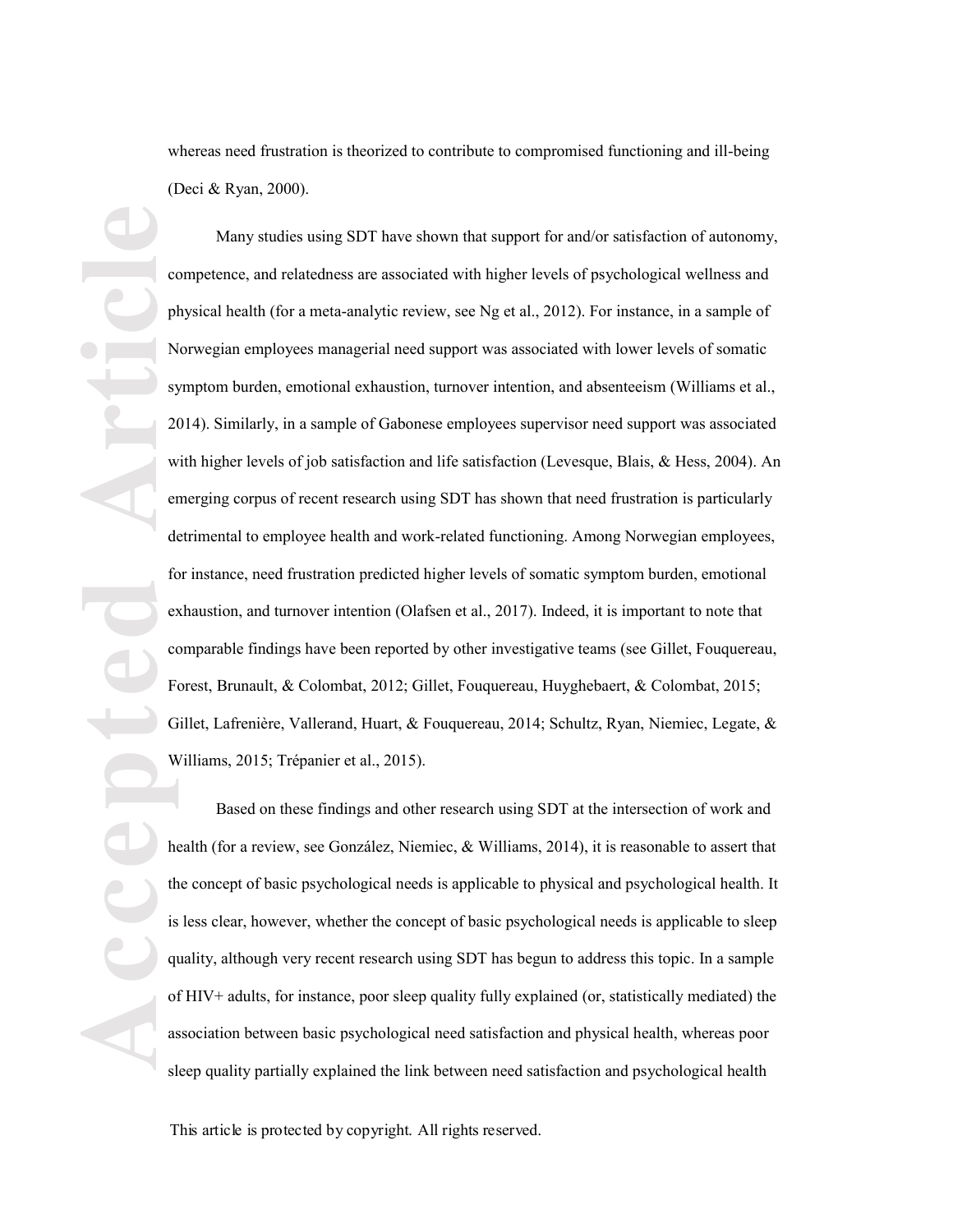whereas need frustration is theorized to contribute to compromised functioning and ill-being (Deci & Ryan, 2000).

Many studies using SDT have shown that support for and/or satisfaction of autonomy, competence, and relatedness are associated with higher levels of psychological wellness and physical health (for a meta-analytic review, see Ng et al., 2012). For instance, in a sample of Norwegian employees managerial need support was associated with lower levels of somatic symptom burden, emotional exhaustion, turnover intention, and absenteeism (Williams et al., 2014). Similarly, in a sample of Gabonese employees supervisor need support was associated with higher levels of job satisfaction and life satisfaction (Levesque, Blais, & Hess, 2004). An emerging corpus of recent research using SDT has shown that need frustration is particularly detrimental to employee health and work-related functioning. Among Norwegian employees, for instance, need frustration predicted higher levels of somatic symptom burden, emotional exhaustion, and turnover intention (Olafsen et al., 2017). Indeed, it is important to note that comparable findings have been reported by other investigative teams (see Gillet, Fouquereau, Forest, Brunault, & Colombat, 2012; Gillet, Fouquereau, Huyghebaert, & Colombat, 2015; Gillet, Lafrenière, Vallerand, Huart, & Fouquereau, 2014; Schultz, Ryan, Niemiec, Legate, & Williams, 2015; Trépanier et al., 2015).

Based on these findings and other research using SDT at the intersection of work and health (for a review, see González, Niemiec, & Williams, 2014), it is reasonable to assert that the concept of basic psychological needs is applicable to physical and psychological health. It is less clear, however, whether the concept of basic psychological needs is applicable to sleep quality, although very recent research using SDT has begun to address this topic. In a sample of HIV+ adults, for instance, poor sleep quality fully explained (or, statistically mediated) the association between basic psychological need satisfaction and physical health, whereas poor sleep quality partially explained the link between need satisfaction and psychological health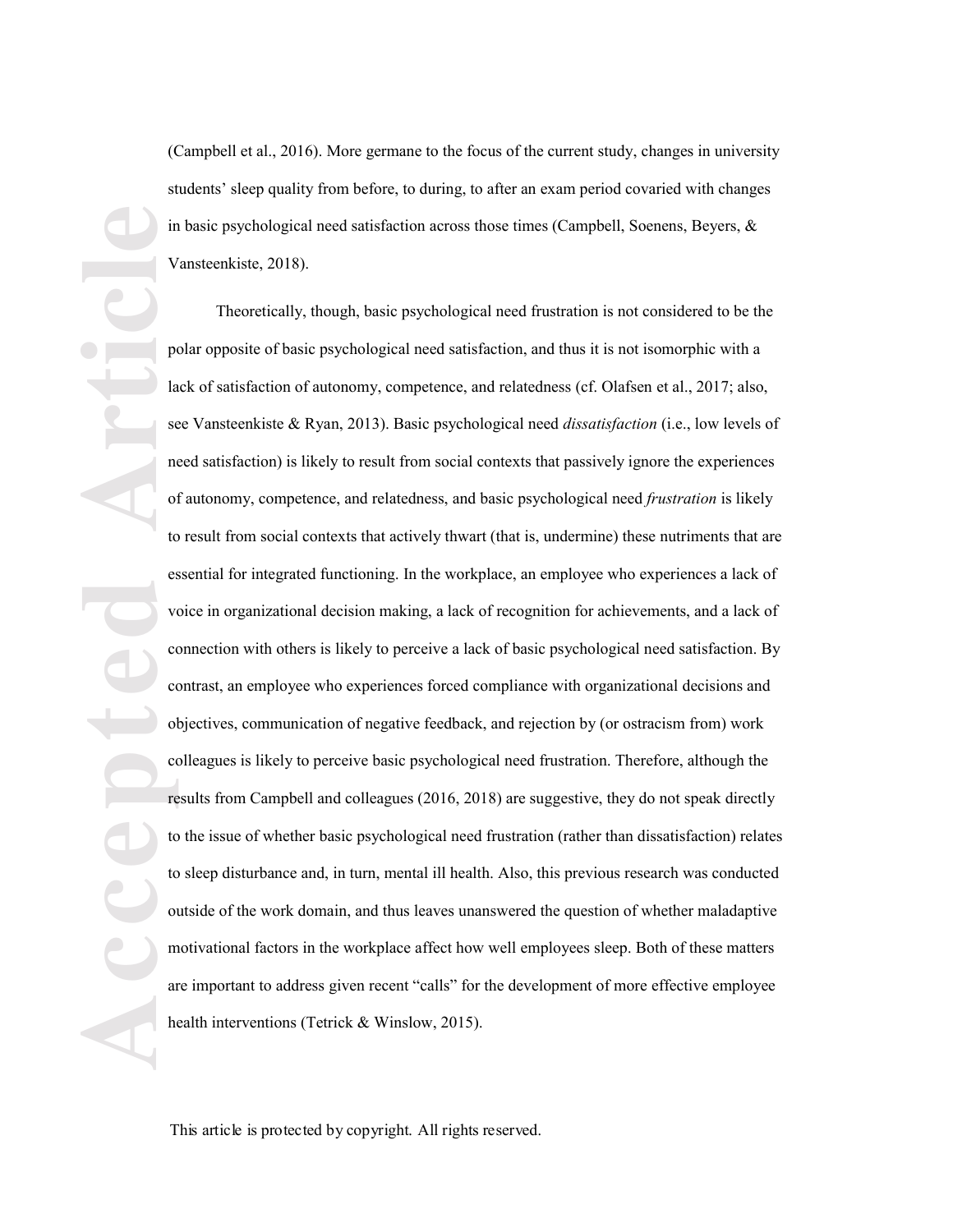(Campbell et al., 2016). More germane to the focus of the current study, changes in university students' sleep quality from before, to during, to after an exam period covaried with changes in basic psychological need satisfaction across those times (Campbell, Soenens, Beyers, & Vansteenkiste, 2018).

Theoretically, though, basic psychological need frustration is not considered to be the polar opposite of basic psychological need satisfaction, and thus it is not isomorphic with a lack of satisfaction of autonomy, competence, and relatedness (cf. Olafsen et al., 2017; also, see Vansteenkiste & Ryan, 2013). Basic psychological need *dissatisfaction* (i.e., low levels of need satisfaction) is likely to result from social contexts that passively ignore the experiences of autonomy, competence, and relatedness, and basic psychological need *frustration* is likely to result from social contexts that actively thwart (that is, undermine) these nutriments that are essential for integrated functioning. In the workplace, an employee who experiences a lack of voice in organizational decision making, a lack of recognition for achievements, and a lack of connection with others is likely to perceive a lack of basic psychological need satisfaction. By contrast, an employee who experiences forced compliance with organizational decisions and objectives, communication of negative feedback, and rejection by (or ostracism from) work colleagues is likely to perceive basic psychological need frustration. Therefore, although the results from Campbell and colleagues (2016, 2018) are suggestive, they do not speak directly to the issue of whether basic psychological need frustration (rather than dissatisfaction) relates to sleep disturbance and, in turn, mental ill health. Also, this previous research was conducted outside of the work domain, and thus leaves unanswered the question of whether maladaptive motivational factors in the workplace affect how well employees sleep. Both of these matters are important to address given recent "calls" for the development of more effective employee health interventions (Tetrick & Winslow, 2015).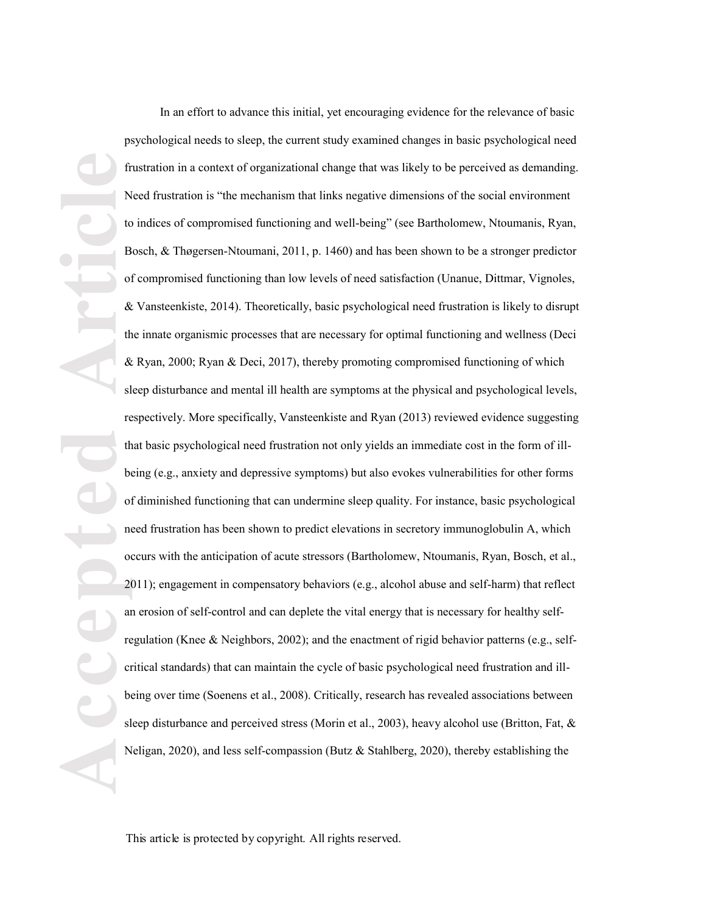In an effort to advance this initial, yet encouraging evidence for the relevance of basic psychological needs to sleep, the current study examined changes in basic psychological need frustration in a context of organizational change that was likely to be perceived as demanding. Need frustration is "the mechanism that links negative dimensions of the social environment to indices of compromised functioning and well-being" (see Bartholomew, Ntoumanis, Ryan, Bosch, & Thøgersen-Ntoumani, 2011, p. 1460) and has been shown to be a stronger predictor of compromised functioning than low levels of need satisfaction (Unanue, Dittmar, Vignoles, & Vansteenkiste, 2014). Theoretically, basic psychological need frustration is likely to disrupt the innate organismic processes that are necessary for optimal functioning and wellness (Deci & Ryan, 2000; Ryan & Deci, 2017), thereby promoting compromised functioning of which sleep disturbance and mental ill health are symptoms at the physical and psychological levels, respectively. More specifically, Vansteenkiste and Ryan (2013) reviewed evidence suggesting that basic psychological need frustration not only yields an immediate cost in the form of ill-being (e.g., anxiety and depressive symptoms) but also evokes vulnerabilities for other forms of diminished functioning that can undermine sleep quality. For instance, basic psychological need frustration has been shown to predict elevations in secretory immunoglobulin A, which occurs with the anticipation of acute stressors (Bartholomew, Ntoumanis, Ryan, Bosch, et al., 2011); engagement in compensatory behaviors (e.g., alcohol abuse and self-harm) that reflect an erosion of self-control and can deplete the vital energy that is necessary for healthy self-regulation (Knee & Neighbors, 2002); and the enactment of rigid behavior patterns (e.g., self-critical standards) that can maintain the cycle of basic psychological need frustration and ill-being over time (Soenens et al., 2008). Critically, research has revealed associations between sleep disturbance and perceived stress (Morin et al., 2003), heavy alcohol use (Britton, Fat, & Neligan, 2020), and less self-compassion (Butz & Stahlberg, 2020), thereby establishing the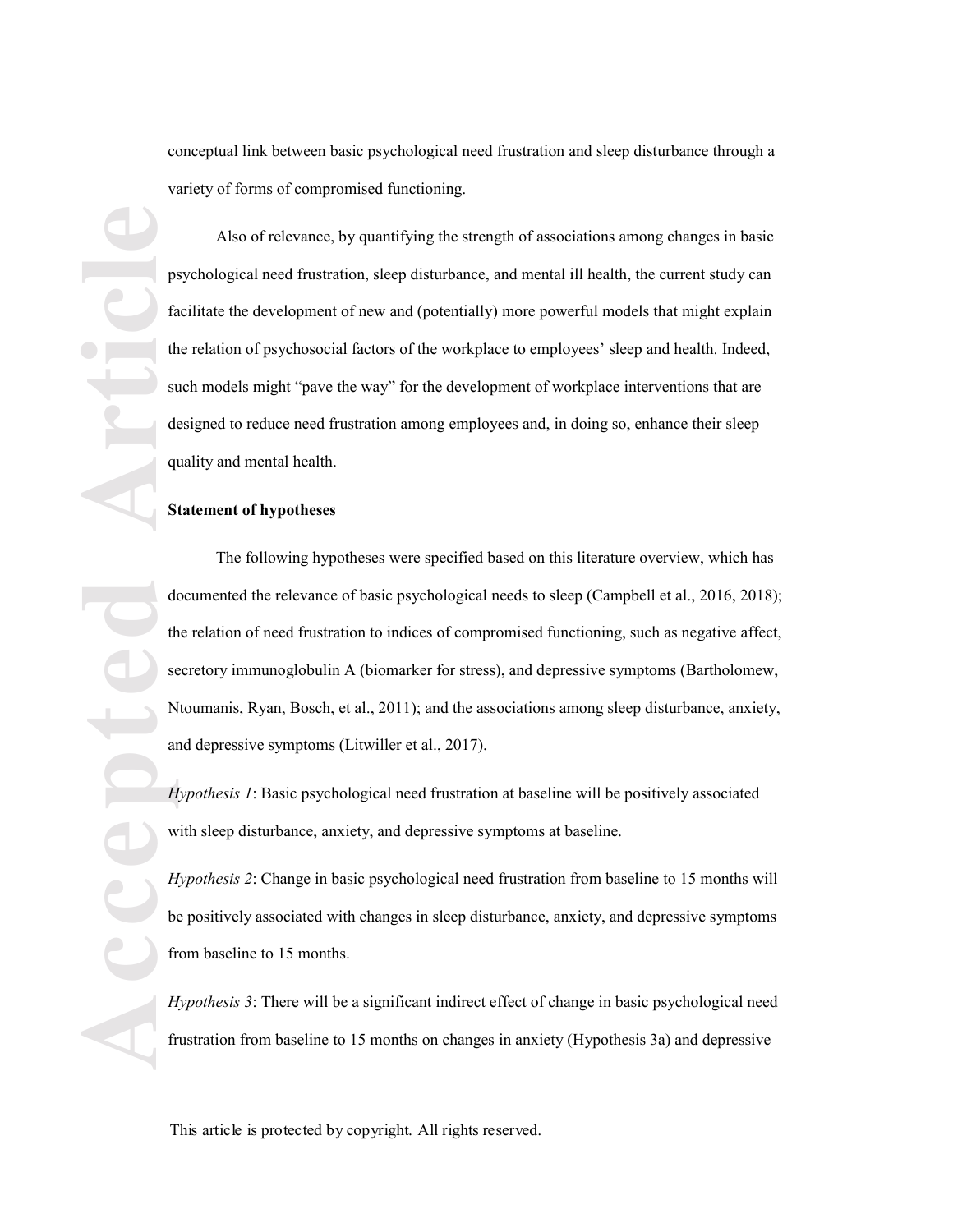conceptual link between basic psychological need frustration and sleep disturbance through a variety of forms of compromised functioning.

Also of relevance, by quantifying the strength of associations among changes in basic psychological need frustration, sleep disturbance, and mental ill health, the current study can facilitate the development of new and (potentially) more powerful models that might explain the relation of psychosocial factors of the workplace to employees' sleep and health. Indeed, such models might "pave the way" for the development of workplace interventions that are designed to reduce need frustration among employees and, in doing so, enhance their sleep quality and mental health.

**Statement of hypotheses**

The following hypotheses were specified based on this literature overview, which has documented the relevance of basic psychological needs to sleep (Campbell et al., 2016, 2018); the relation of need frustration to indices of compromised functioning, such as negative affect, secretory immunoglobulin A (biomarker for stress), and depressive symptoms (Bartholomew, Ntoumanis, Ryan, Bosch, et al., 2011); and the associations among sleep disturbance, anxiety, and depressive symptoms (Litwiller et al., 2017).

*Hypothesis 1*: Basic psychological need frustration at baseline will be positively associated with sleep disturbance, anxiety, and depressive symptoms at baseline.

*Hypothesis 2*: Change in basic psychological need frustration from baseline to 15 months will be positively associated with changes in sleep disturbance, anxiety, and depressive symptoms from baseline to 15 months.

*Hypothesis 3*: There will be a significant indirect effect of change in basic psychological need frustration from baseline to 15 months on changes in anxiety (Hypothesis 3a) and depressive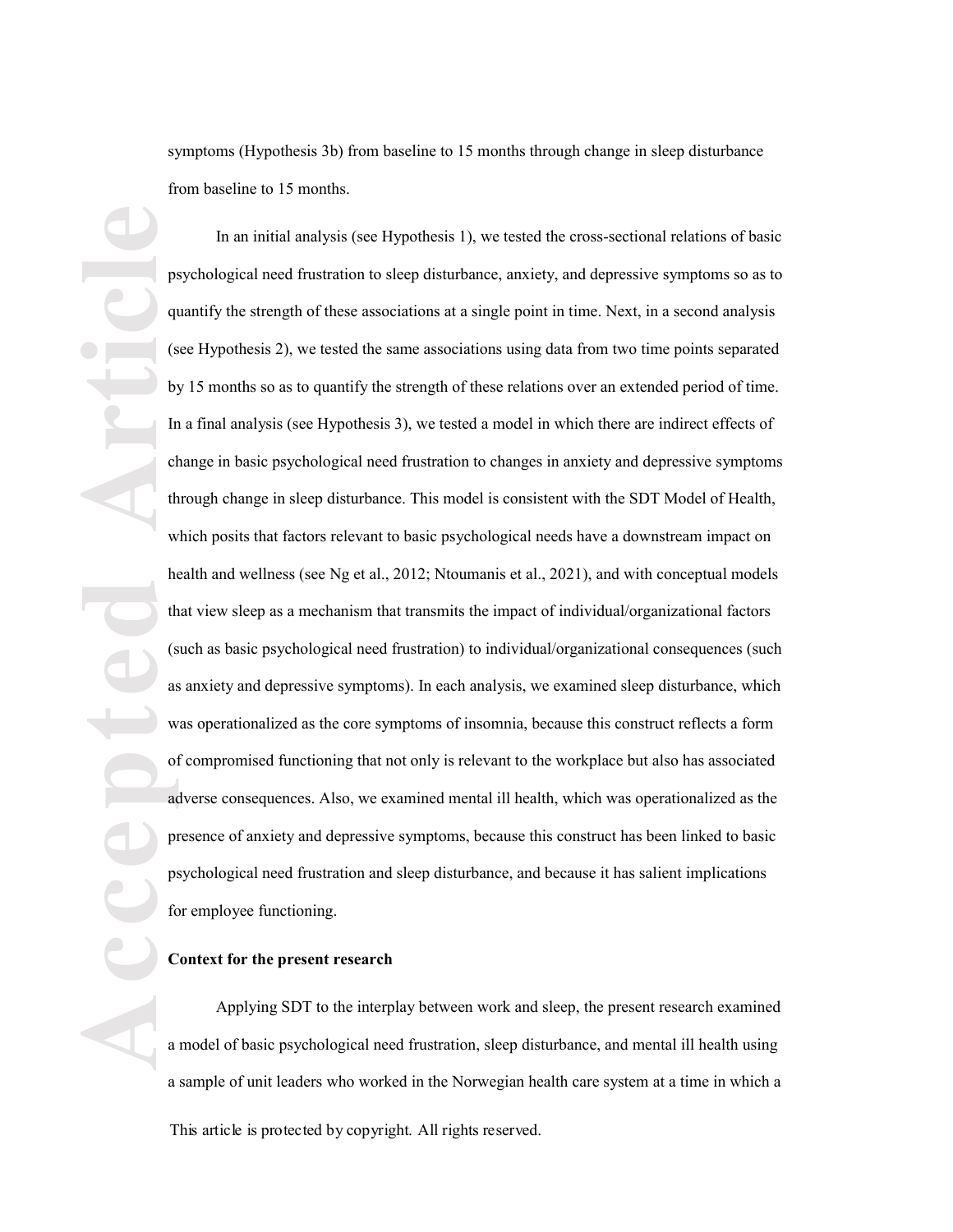symptoms (Hypothesis 3b) from baseline to 15 months through change in sleep disturbance from baseline to 15 months.

In an initial analysis (see Hypothesis 1), we tested the cross-sectional relations of basic psychological need frustration to sleep disturbance, anxiety, and depressive symptoms so as to quantify the strength of these associations at a single point in time. Next, in a second analysis (see Hypothesis 2), we tested the same associations using data from two time points separated by 15 months so as to quantify the strength of these relations over an extended period of time. In a final analysis (see Hypothesis 3), we tested a model in which there are indirect effects of change in basic psychological need frustration to changes in anxiety and depressive symptoms through change in sleep disturbance. This model is consistent with the SDT Model of Health, which posits that factors relevant to basic psychological needs have a downstream impact on health and wellness (see Ng et al., 2012; Ntoumanis et al., 2021), and with conceptual models that view sleep as a mechanism that transmits the impact of individual/organizational factors (such as basic psychological need frustration) to individual/organizational consequences (such as anxiety and depressive symptoms). In each analysis, we examined sleep disturbance, which was operationalized as the core symptoms of insomnia, because this construct reflects a form of compromised functioning that not only is relevant to the workplace but also has associated adverse consequences. Also, we examined mental ill health, which was operationalized as the presence of anxiety and depressive symptoms, because this construct has been linked to basic psychological need frustration and sleep disturbance, and because it has salient implications for employee functioning.

**Context for the present research**

Applying SDT to the interplay between work and sleep, the present research examined a model of basic psychological need frustration, sleep disturbance, and mental ill health using a sample of unit leaders who worked in the Norwegian health care system at a time in which a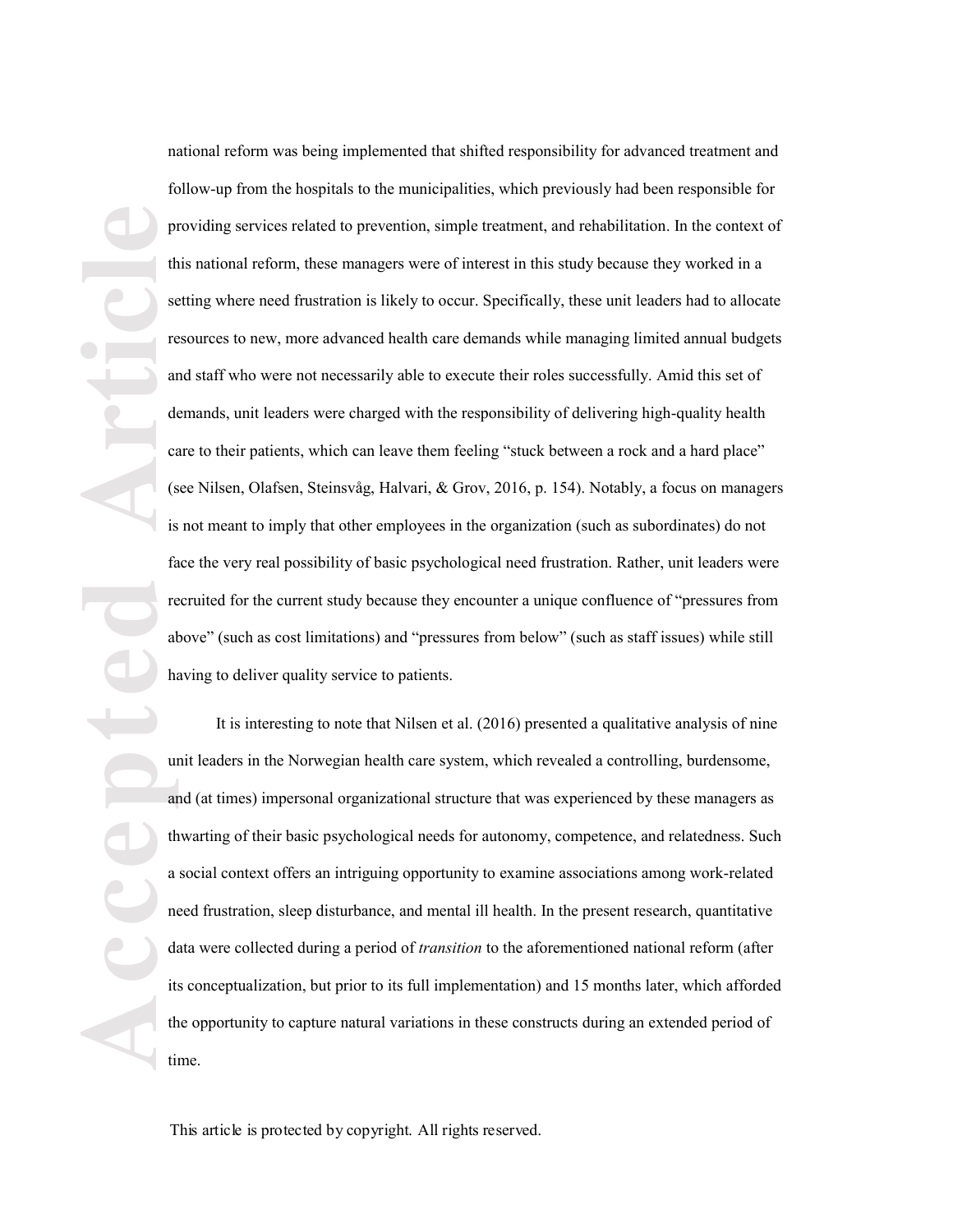national reform was being implemented that shifted responsibility for advanced treatment and follow-up from the hospitals to the municipalities, which previously had been responsible for providing services related to prevention, simple treatment, and rehabilitation. In the context of this national reform, these managers were of interest in this study because they worked in a setting where need frustration is likely to occur. Specifically, these unit leaders had to allocate resources to new, more advanced health care demands while managing limited annual budgets and staff who were not necessarily able to execute their roles successfully. Amid this set of demands, unit leaders were charged with the responsibility of delivering high-quality health care to their patients, which can leave them feeling "stuck between a rock and a hard place" (see Nilsen, Olafsen, Steinsvåg, Halvari, & Grov, 2016, p. 154). Notably, a focus on managers is not meant to imply that other employees in the organization (such as subordinates) do not face the very real possibility of basic psychological need frustration. Rather, unit leaders were recruited for the current study because they encounter a unique confluence of "pressures from above" (such as cost limitations) and "pressures from below" (such as staff issues) while still having to deliver quality service to patients.

It is interesting to note that Nilsen et al. (2016) presented a qualitative analysis of nine unit leaders in the Norwegian health care system, which revealed a controlling, burdensome, and (at times) impersonal organizational structure that was experienced by these managers as thwarting of their basic psychological needs for autonomy, competence, and relatedness. Such a social context offers an intriguing opportunity to examine associations among work-related need frustration, sleep disturbance, and mental ill health. In the present research, quantitative data were collected during a period of *transition* to the aforementioned national reform (after its conceptualization, but prior to its full implementation) and 15 months later, which afforded the opportunity to capture natural variations in these constructs during an extended period of time.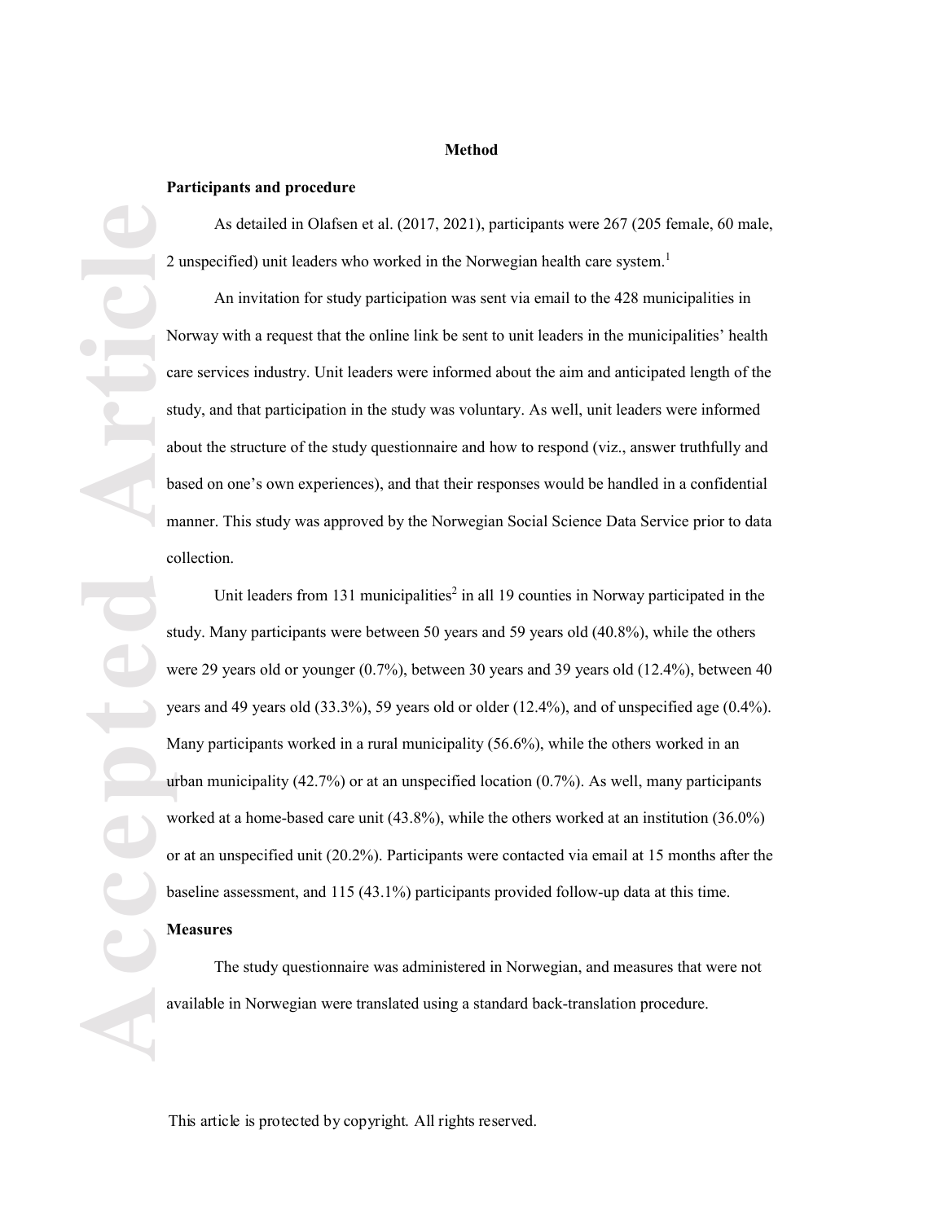# Method

## Participants and procedure

As detailed in Olafsen et al. (2017, 2021), participants were 267 (205 female, 60 male, 2 unspecified) unit leaders who worked in the Norwegian health care system.[1]

An invitation for study participation was sent via email to the 428 municipalities in Norway with a request that the online link be sent to unit leaders in the municipalities' health care services industry. Unit leaders were informed about the aim and anticipated length of the study, and that participation in the study was voluntary. As well, unit leaders were informed about the structure of the study questionnaire and how to respond (viz., answer truthfully and based on one's own experiences), and that their responses would be handled in a confidential manner. This study was approved by the Norwegian Social Science Data Service prior to data collection.

Unit leaders from 131 municipalities[2] in all 19 counties in Norway participated in the study. Many participants were between 50 years and 59 years old (40.8%), while the others were 29 years old or younger (0.7%), between 30 years and 39 years old (12.4%), between 40 years and 49 years old (33.3%), 59 years old or older (12.4%), and of unspecified age (0.4%). Many participants worked in a rural municipality (56.6%), while the others worked in an urban municipality (42.7%) or at an unspecified location (0.7%). As well, many participants worked at a home-based care unit (43.8%), while the others worked at an institution (36.0%) or at an unspecified unit (20.2%). Participants were contacted via email at 15 months after the baseline assessment, and 115 (43.1%) participants provided follow-up data at this time.

## Measures

The study questionnaire was administered in Norwegian, and measures that were not available in Norwegian were translated using a standard back-translation procedure.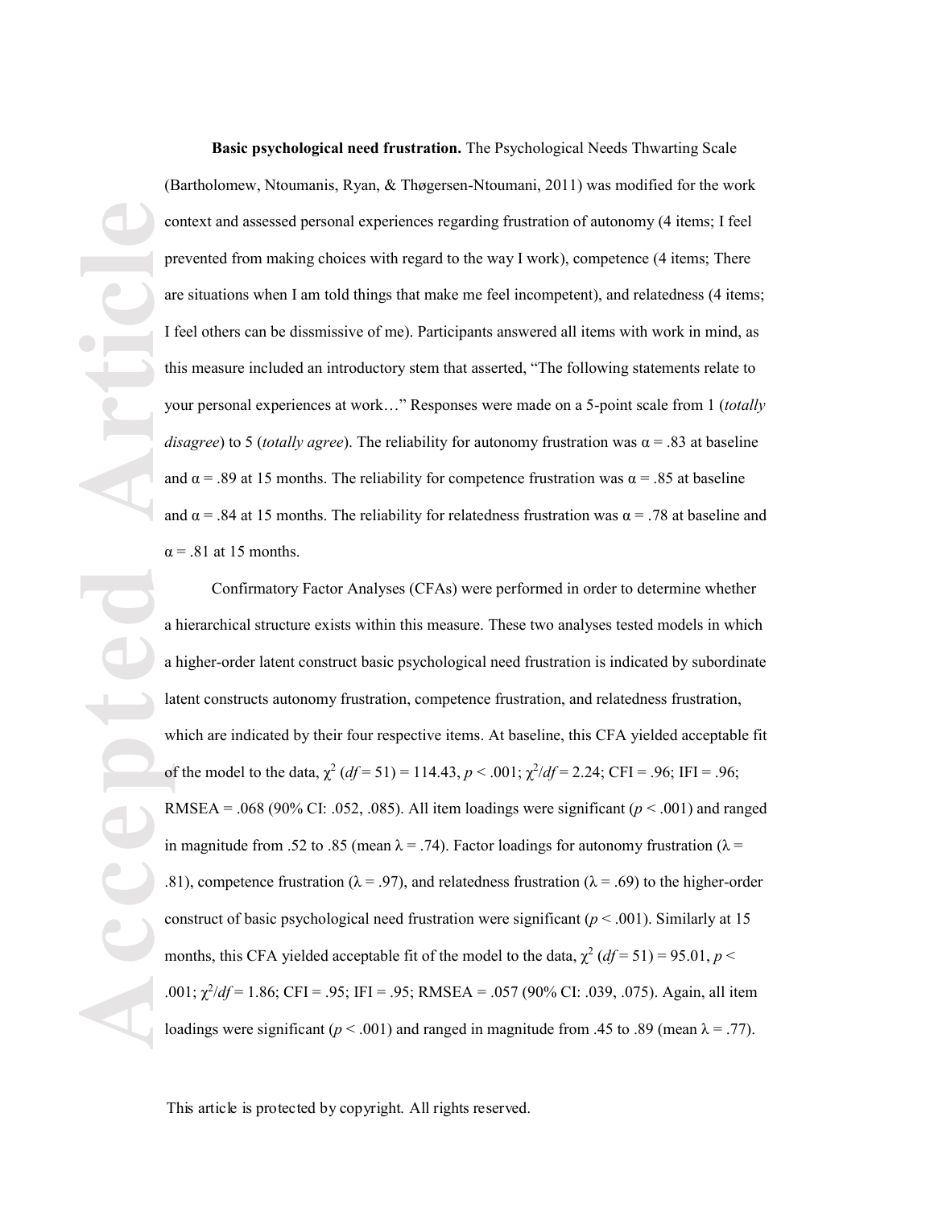**Basic psychological need frustration.** The Psychological Needs Thwarting Scale (Bartholomew, Ntoumanis, Ryan, & Thøgersen-Ntoumani, 2011) was modified for the work context and assessed personal experiences regarding frustration of autonomy (4 items; I feel prevented from making choices with regard to the way I work), competence (4 items; There are situations when I am told things that make me feel incompetent), and relatedness (4 items; I feel others can be dissmissive of me). Participants answered all items with work in mind, as this measure included an introductory stem that asserted, "The following statements relate to your personal experiences at work…" Responses were made on a 5-point scale from 1 (*totally disagree*) to 5 (*totally agree*). The reliability for autonomy frustration was $\alpha = .83$ at baseline and $\alpha = .89$ at 15 months. The reliability for competence frustration was $\alpha = .85$ at baseline and $\alpha = .84$ at 15 months. The reliability for relatedness frustration was $\alpha = .78$ at baseline and $\alpha = .81$ at 15 months.

Confirmatory Factor Analyses (CFAs) were performed in order to determine whether a hierarchical structure exists within this measure. These two analyses tested models in which a higher-order latent construct basic psychological need frustration is indicated by subordinate latent constructs autonomy frustration, competence frustration, and relatedness frustration, which are indicated by their four respective items. At baseline, this CFA yielded acceptable fit of the model to the data, $\chi^2$ ($df = 51$) = 114.43, $p < .001$; $\chi^2/df = 2.24$; CFI = .96; IFI = .96; RMSEA = .068 (90% CI: .052, .085). All item loadings were significant ($p < .001$) and ranged in magnitude from .52 to .85 (mean $\lambda = .74$). Factor loadings for autonomy frustration ($\lambda = .81$), competence frustration ($\lambda = .97$), and relatedness frustration ($\lambda = .69$) to the higher-order construct of basic psychological need frustration were significant ($p < .001$). Similarly at 15 months, this CFA yielded acceptable fit of the model to the data, $\chi^2$ ($df = 51$) = 95.01, $p < .001$; $\chi^2/df = 1.86$; CFI = .95; IFI = .95; RMSEA = .057 (90% CI: .039, .075). Again, all item loadings were significant ($p < .001$) and ranged in magnitude from .45 to .89 (mean $\lambda = .77$).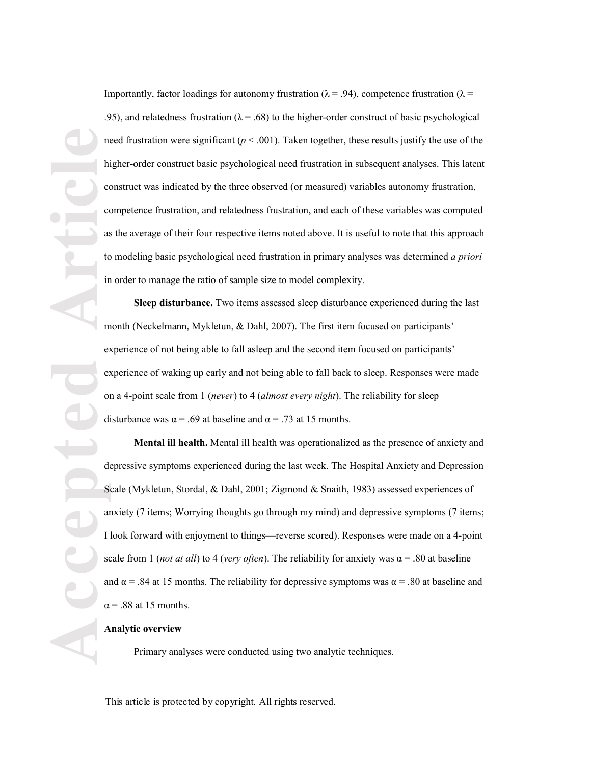Importantly, factor loadings for autonomy frustration ($\lambda = .94$), competence frustration ($\lambda = .95$), and relatedness frustration ($\lambda = .68$) to the higher-order construct of basic psychological need frustration were significant ($p < .001$). Taken together, these results justify the use of the higher-order construct basic psychological need frustration in subsequent analyses. This latent construct was indicated by the three observed (or measured) variables autonomy frustration, competence frustration, and relatedness frustration, and each of these variables was computed as the average of their four respective items noted above. It is useful to note that this approach to modeling basic psychological need frustration in primary analyses was determined *a priori* in order to manage the ratio of sample size to model complexity.

**Sleep disturbance.** Two items assessed sleep disturbance experienced during the last month (Neckelmann, Mykletun, & Dahl, 2007). The first item focused on participants' experience of not being able to fall asleep and the second item focused on participants' experience of waking up early and not being able to fall back to sleep. Responses were made on a 4-point scale from 1 (*never*) to 4 (*almost every night*). The reliability for sleep disturbance was $\alpha = .69$ at baseline and $\alpha = .73$ at 15 months.

**Mental ill health.** Mental ill health was operationalized as the presence of anxiety and depressive symptoms experienced during the last week. The Hospital Anxiety and Depression Scale (Mykletun, Stordal, & Dahl, 2001; Zigmond & Snaith, 1983) assessed experiences of anxiety (7 items; Worrying thoughts go through my mind) and depressive symptoms (7 items; I look forward with enjoyment to things—reverse scored). Responses were made on a 4-point scale from 1 (*not at all*) to 4 (*very often*). The reliability for anxiety was $\alpha = .80$ at baseline and $\alpha = .84$ at 15 months. The reliability for depressive symptoms was $\alpha = .80$ at baseline and $\alpha = .88$ at 15 months.

**Analytic overview**

Primary analyses were conducted using two analytic techniques.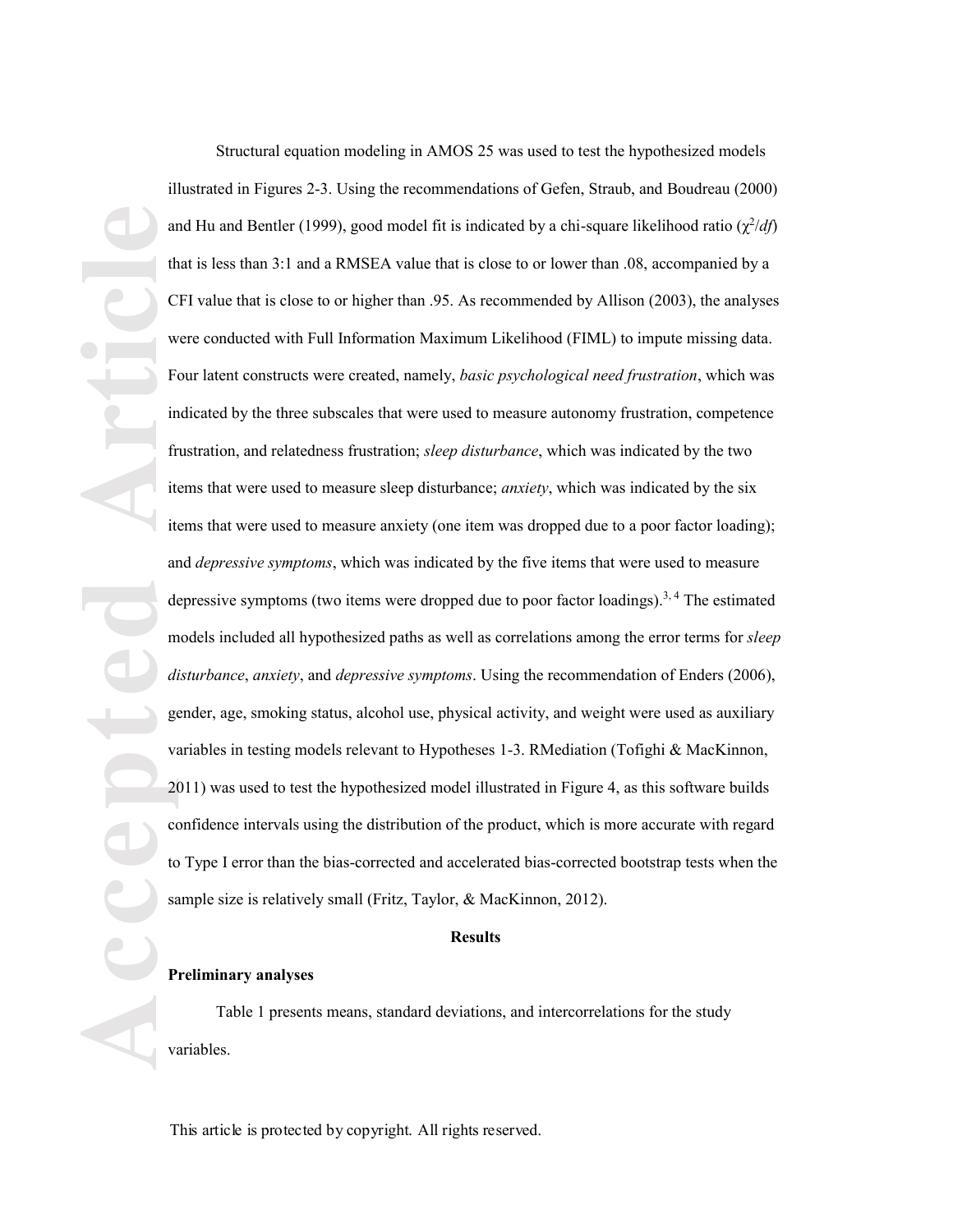Structural equation modeling in AMOS 25 was used to test the hypothesized models illustrated in Figures 2-3. Using the recommendations of Gefen, Straub, and Boudreau (2000) and Hu and Bentler (1999), good model fit is indicated by a chi-square likelihood ratio ($\chi^2/df$) that is less than 3:1 and a RMSEA value that is close to or lower than .08, accompanied by a CFI value that is close to or higher than .95. As recommended by Allison (2003), the analyses were conducted with Full Information Maximum Likelihood (FIML) to impute missing data. Four latent constructs were created, namely, *basic psychological need frustration*, which was indicated by the three subscales that were used to measure autonomy frustration, competence frustration, and relatedness frustration; *sleep disturbance*, which was indicated by the two items that were used to measure sleep disturbance; *anxiety*, which was indicated by the six items that were used to measure anxiety (one item was dropped due to a poor factor loading); and *depressive symptoms*, which was indicated by the five items that were used to measure depressive symptoms (two items were dropped due to poor factor loadings).[3, 4] The estimated models included all hypothesized paths as well as correlations among the error terms for *sleep disturbance*, *anxiety*, and *depressive symptoms*. Using the recommendation of Enders (2006), gender, age, smoking status, alcohol use, physical activity, and weight were used as auxiliary variables in testing models relevant to Hypotheses 1-3. RMediation (Tofighi & MacKinnon, 2011) was used to test the hypothesized model illustrated in Figure 4, as this software builds confidence intervals using the distribution of the product, which is more accurate with regard to Type I error than the bias-corrected and accelerated bias-corrected bootstrap tests when the sample size is relatively small (Fritz, Taylor, & MacKinnon, 2012).

## Results

### Preliminary analyses

Table 1 presents means, standard deviations, and intercorrelations for the study variables.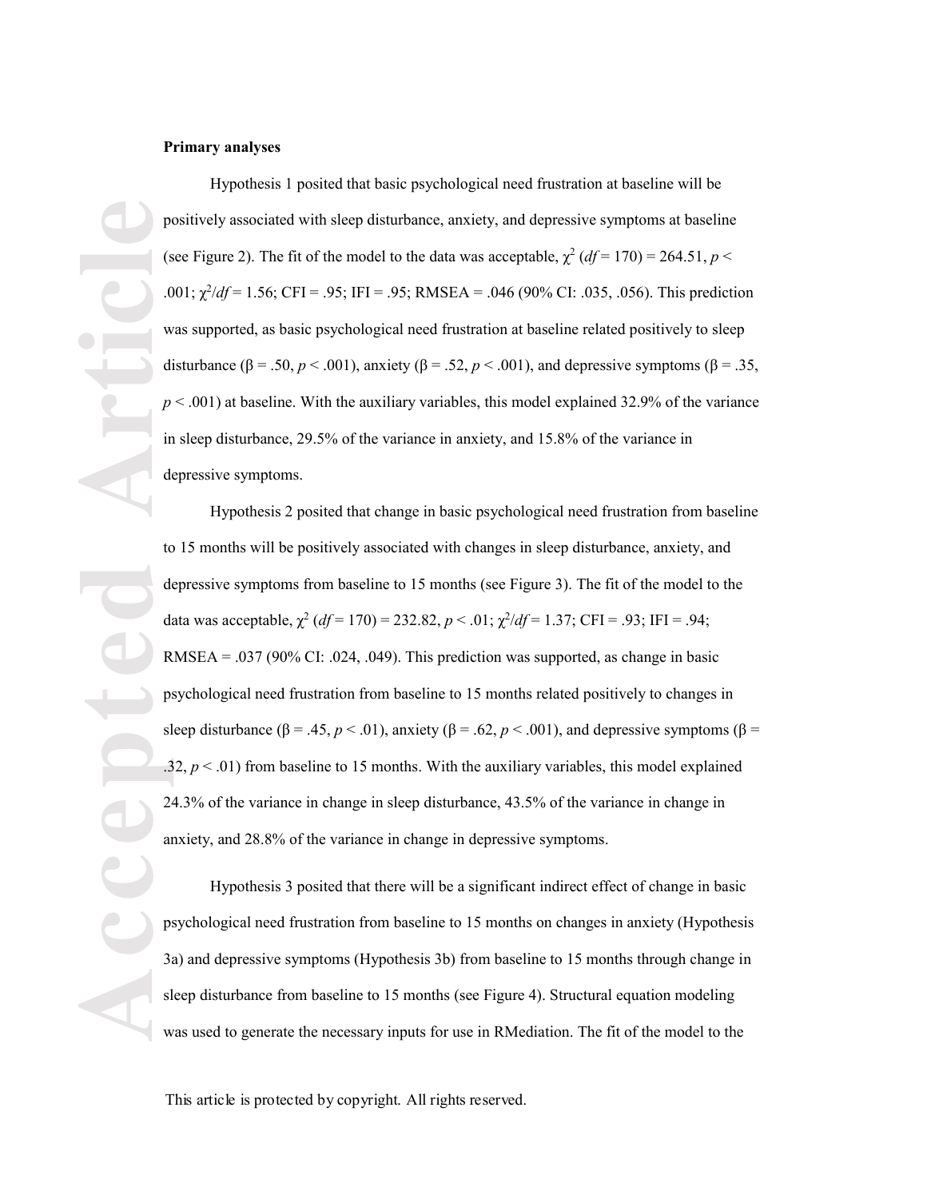**Primary analyses**

Hypothesis 1 posited that basic psychological need frustration at baseline will be positively associated with sleep disturbance, anxiety, and depressive symptoms at baseline (see Figure 2). The fit of the model to the data was acceptable, $\chi^2$ ($df$ = 170) = 264.51, $p < .001$; $\chi^2/df$ = 1.56; CFI = .95; IFI = .95; RMSEA = .046 (90% CI: .035, .056). This prediction was supported, as basic psychological need frustration at baseline related positively to sleep disturbance ($\beta$ = .50, $p < .001$), anxiety ($\beta$ = .52, $p < .001$), and depressive symptoms ($\beta$ = .35, $p < .001$) at baseline. With the auxiliary variables, this model explained 32.9% of the variance in sleep disturbance, 29.5% of the variance in anxiety, and 15.8% of the variance in depressive symptoms.

Hypothesis 2 posited that change in basic psychological need frustration from baseline to 15 months will be positively associated with changes in sleep disturbance, anxiety, and depressive symptoms from baseline to 15 months (see Figure 3). The fit of the model to the data was acceptable, $\chi^2$ ($df$ = 170) = 232.82, $p < .01$; $\chi^2/df$ = 1.37; CFI = .93; IFI = .94; RMSEA = .037 (90% CI: .024, .049). This prediction was supported, as change in basic psychological need frustration from baseline to 15 months related positively to changes in sleep disturbance ($\beta$ = .45, $p < .01$), anxiety ($\beta$ = .62, $p < .001$), and depressive symptoms ($\beta$ = .32, $p < .01$) from baseline to 15 months. With the auxiliary variables, this model explained 24.3% of the variance in change in sleep disturbance, 43.5% of the variance in change in anxiety, and 28.8% of the variance in change in depressive symptoms.

Hypothesis 3 posited that there will be a significant indirect effect of change in basic psychological need frustration from baseline to 15 months on changes in anxiety (Hypothesis 3a) and depressive symptoms (Hypothesis 3b) from baseline to 15 months through change in sleep disturbance from baseline to 15 months (see Figure 4). Structural equation modeling was used to generate the necessary inputs for use in RMediation. The fit of the model to the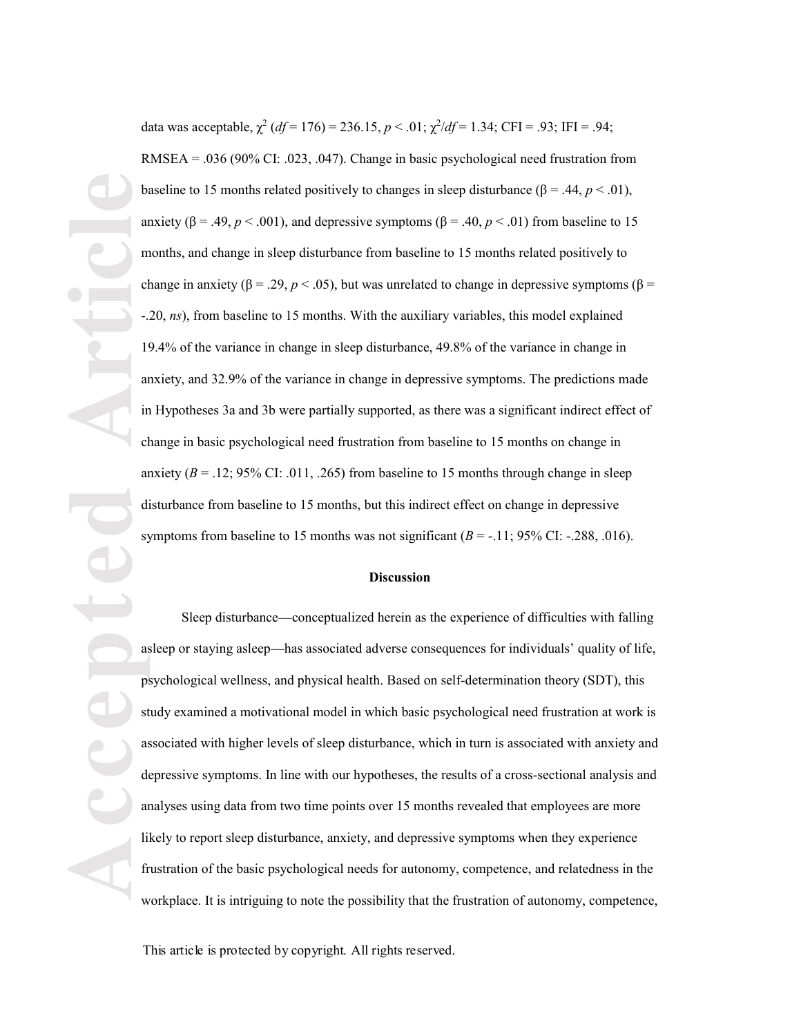data was acceptable, $\chi^2$ ($df$ = 176) = 236.15, $p < .01$; $\chi^2/df$ = 1.34; CFI = .93; IFI = .94; RMSEA = .036 (90% CI: .023, .047). Change in basic psychological need frustration from baseline to 15 months related positively to changes in sleep disturbance ($\beta$ = .44, $p < .01$), anxiety ($\beta$ = .49, $p < .001$), and depressive symptoms ($\beta$ = .40, $p < .01$) from baseline to 15 months, and change in sleep disturbance from baseline to 15 months related positively to change in anxiety ($\beta$ = .29, $p < .05$), but was unrelated to change in depressive symptoms ($\beta$ = -.20, *ns*), from baseline to 15 months. With the auxiliary variables, this model explained 19.4% of the variance in change in sleep disturbance, 49.8% of the variance in change in anxiety, and 32.9% of the variance in change in depressive symptoms. The predictions made in Hypotheses 3a and 3b were partially supported, as there was a significant indirect effect of change in basic psychological need frustration from baseline to 15 months on change in anxiety ($B$ = .12; 95% CI: .011, .265) from baseline to 15 months through change in sleep disturbance from baseline to 15 months, but this indirect effect on change in depressive symptoms from baseline to 15 months was not significant ($B$ = -.11; 95% CI: -.288, .016).

## Discussion

Sleep disturbance—conceptualized herein as the experience of difficulties with falling asleep or staying asleep—has associated adverse consequences for individuals' quality of life, psychological wellness, and physical health. Based on self-determination theory (SDT), this study examined a motivational model in which basic psychological need frustration at work is associated with higher levels of sleep disturbance, which in turn is associated with anxiety and depressive symptoms. In line with our hypotheses, the results of a cross-sectional analysis and analyses using data from two time points over 15 months revealed that employees are more likely to report sleep disturbance, anxiety, and depressive symptoms when they experience frustration of the basic psychological needs for autonomy, competence, and relatedness in the workplace. It is intriguing to note the possibility that the frustration of autonomy, competence,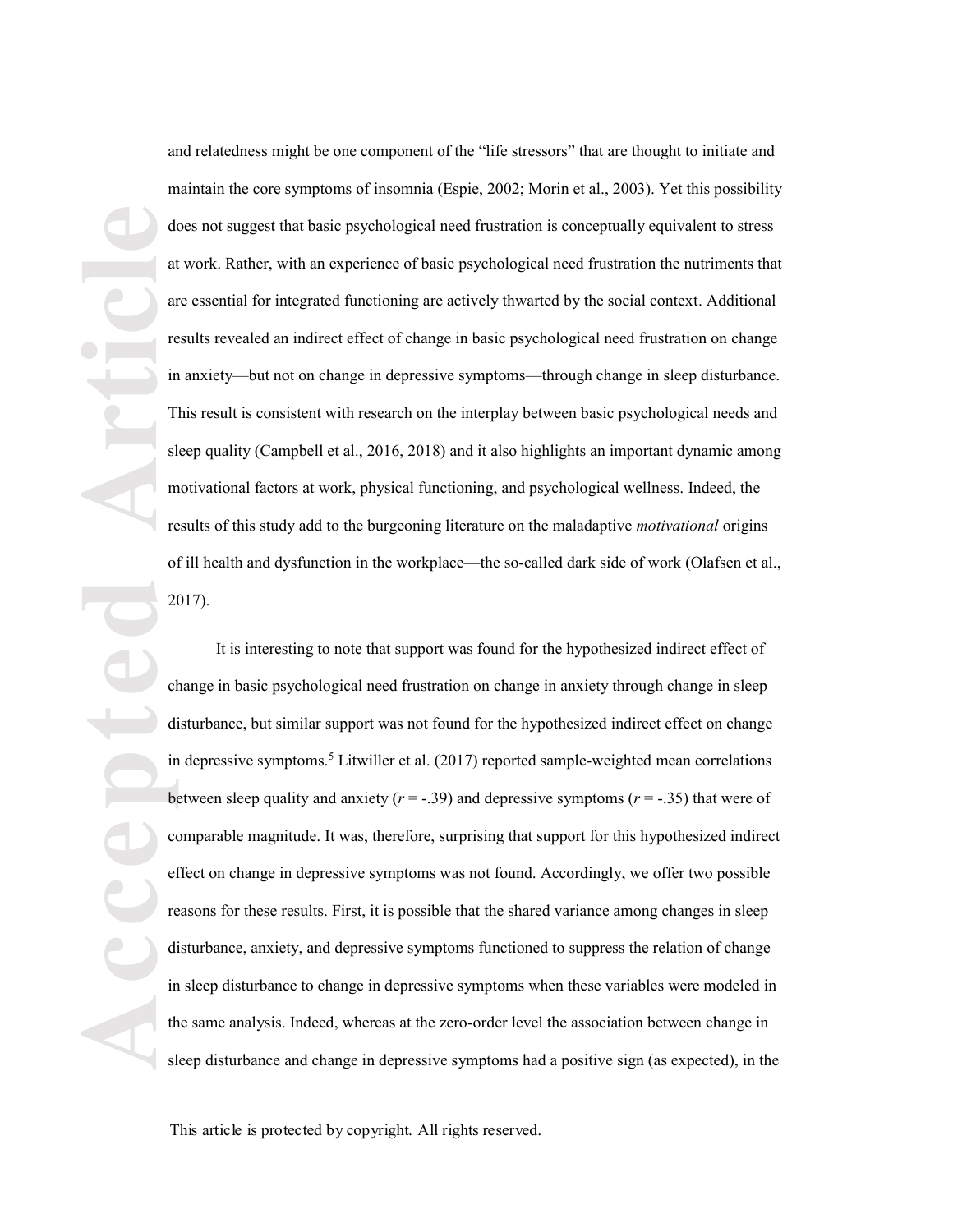and relatedness might be one component of the "life stressors" that are thought to initiate and maintain the core symptoms of insomnia (Espie, 2002; Morin et al., 2003). Yet this possibility does not suggest that basic psychological need frustration is conceptually equivalent to stress at work. Rather, with an experience of basic psychological need frustration the nutriments that are essential for integrated functioning are actively thwarted by the social context. Additional results revealed an indirect effect of change in basic psychological need frustration on change in anxiety—but not on change in depressive symptoms—through change in sleep disturbance. This result is consistent with research on the interplay between basic psychological needs and sleep quality (Campbell et al., 2016, 2018) and it also highlights an important dynamic among motivational factors at work, physical functioning, and psychological wellness. Indeed, the results of this study add to the burgeoning literature on the maladaptive *motivational* origins of ill health and dysfunction in the workplace—the so-called dark side of work (Olafsen et al., 2017).

It is interesting to note that support was found for the hypothesized indirect effect of change in basic psychological need frustration on change in anxiety through change in sleep disturbance, but similar support was not found for the hypothesized indirect effect on change in depressive symptoms.[5] Litwiller et al. (2017) reported sample-weighted mean correlations between sleep quality and anxiety ($r$ = -.39) and depressive symptoms ($r$ = -.35) that were of comparable magnitude. It was, therefore, surprising that support for this hypothesized indirect effect on change in depressive symptoms was not found. Accordingly, we offer two possible reasons for these results. First, it is possible that the shared variance among changes in sleep disturbance, anxiety, and depressive symptoms functioned to suppress the relation of change in sleep disturbance to change in depressive symptoms when these variables were modeled in the same analysis. Indeed, whereas at the zero-order level the association between change in sleep disturbance and change in depressive symptoms had a positive sign (as expected), in the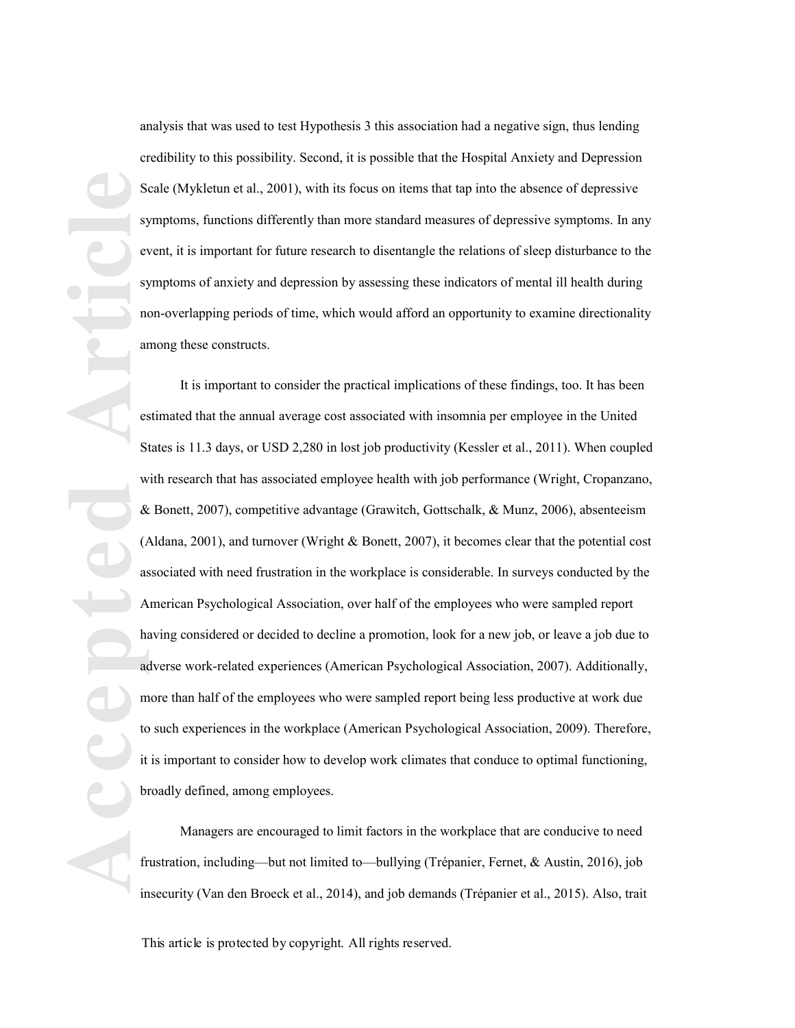analysis that was used to test Hypothesis 3 this association had a negative sign, thus lending credibility to this possibility. Second, it is possible that the Hospital Anxiety and Depression Scale (Mykletun et al., 2001), with its focus on items that tap into the absence of depressive symptoms, functions differently than more standard measures of depressive symptoms. In any event, it is important for future research to disentangle the relations of sleep disturbance to the symptoms of anxiety and depression by assessing these indicators of mental ill health during non-overlapping periods of time, which would afford an opportunity to examine directionality among these constructs.

It is important to consider the practical implications of these findings, too. It has been estimated that the annual average cost associated with insomnia per employee in the United States is 11.3 days, or USD 2,280 in lost job productivity (Kessler et al., 2011). When coupled with research that has associated employee health with job performance (Wright, Cropanzano, & Bonett, 2007), competitive advantage (Grawitch, Gottschalk, & Munz, 2006), absenteeism (Aldana, 2001), and turnover (Wright & Bonett, 2007), it becomes clear that the potential cost associated with need frustration in the workplace is considerable. In surveys conducted by the American Psychological Association, over half of the employees who were sampled report having considered or decided to decline a promotion, look for a new job, or leave a job due to adverse work-related experiences (American Psychological Association, 2007). Additionally, more than half of the employees who were sampled report being less productive at work due to such experiences in the workplace (American Psychological Association, 2009). Therefore, it is important to consider how to develop work climates that conduce to optimal functioning, broadly defined, among employees.

Managers are encouraged to limit factors in the workplace that are conducive to need frustration, including—but not limited to—bullying (Trépanier, Fernet, & Austin, 2016), job insecurity (Van den Broeck et al., 2014), and job demands (Trépanier et al., 2015). Also, trait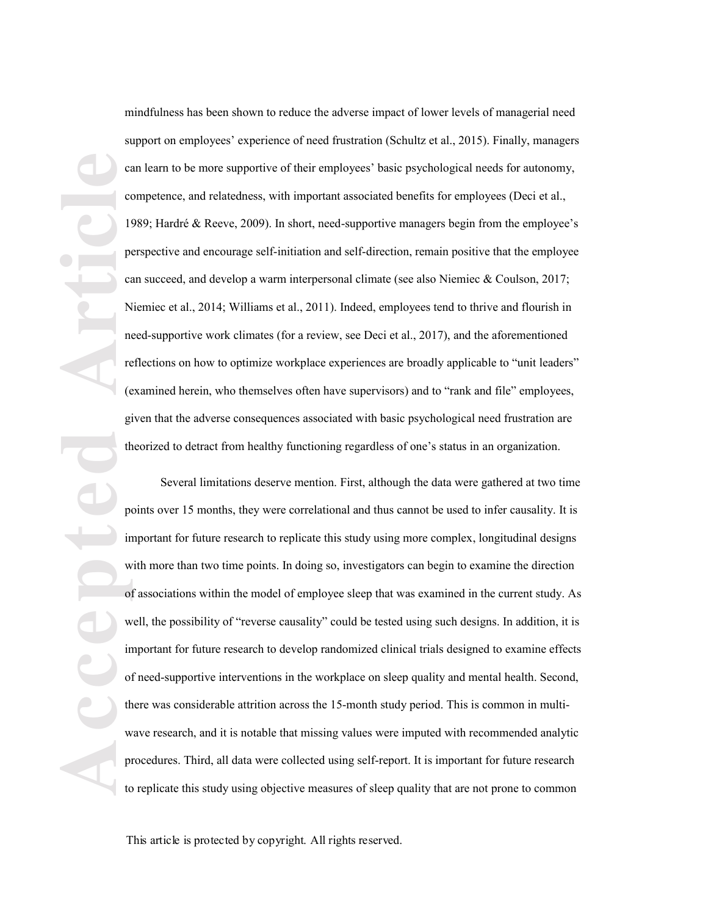mindfulness has been shown to reduce the adverse impact of lower levels of managerial need support on employees' experience of need frustration (Schultz et al., 2015). Finally, managers can learn to be more supportive of their employees' basic psychological needs for autonomy, competence, and relatedness, with important associated benefits for employees (Deci et al., 1989; Hardré & Reeve, 2009). In short, need-supportive managers begin from the employee's perspective and encourage self-initiation and self-direction, remain positive that the employee can succeed, and develop a warm interpersonal climate (see also Niemiec & Coulson, 2017; Niemiec et al., 2014; Williams et al., 2011). Indeed, employees tend to thrive and flourish in need-supportive work climates (for a review, see Deci et al., 2017), and the aforementioned reflections on how to optimize workplace experiences are broadly applicable to "unit leaders" (examined herein, who themselves often have supervisors) and to "rank and file" employees, given that the adverse consequences associated with basic psychological need frustration are theorized to detract from healthy functioning regardless of one's status in an organization.

Several limitations deserve mention. First, although the data were gathered at two time points over 15 months, they were correlational and thus cannot be used to infer causality. It is important for future research to replicate this study using more complex, longitudinal designs with more than two time points. In doing so, investigators can begin to examine the direction of associations within the model of employee sleep that was examined in the current study. As well, the possibility of "reverse causality" could be tested using such designs. In addition, it is important for future research to develop randomized clinical trials designed to examine effects of need-supportive interventions in the workplace on sleep quality and mental health. Second, there was considerable attrition across the 15-month study period. This is common in multi-wave research, and it is notable that missing values were imputed with recommended analytic procedures. Third, all data were collected using self-report. It is important for future research to replicate this study using objective measures of sleep quality that are not prone to common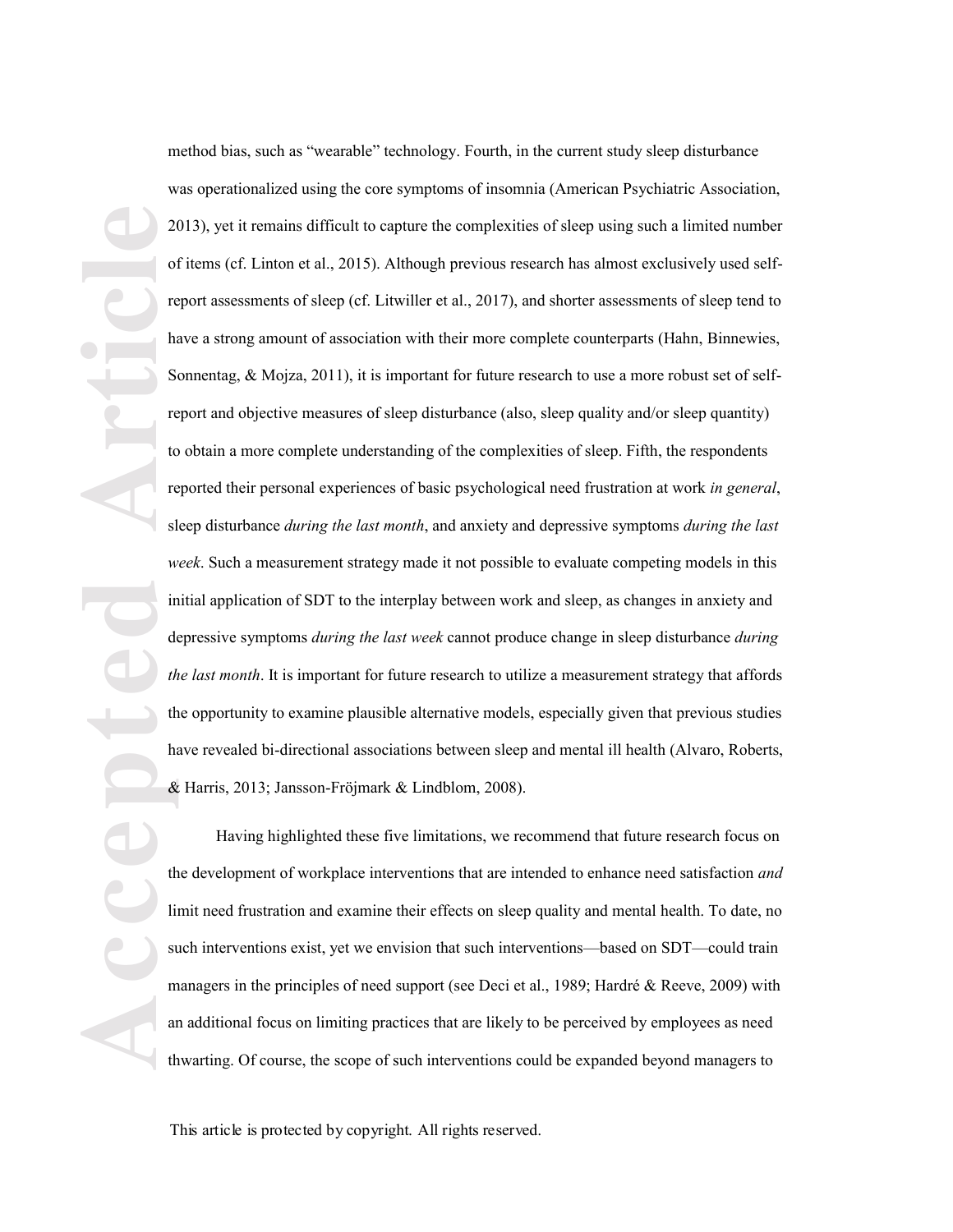method bias, such as "wearable" technology. Fourth, in the current study sleep disturbance was operationalized using the core symptoms of insomnia (American Psychiatric Association, 2013), yet it remains difficult to capture the complexities of sleep using such a limited number of items (cf. Linton et al., 2015). Although previous research has almost exclusively used self-report assessments of sleep (cf. Litwiller et al., 2017), and shorter assessments of sleep tend to have a strong amount of association with their more complete counterparts (Hahn, Binnewies, Sonnentag, & Mojza, 2011), it is important for future research to use a more robust set of self-report and objective measures of sleep disturbance (also, sleep quality and/or sleep quantity) to obtain a more complete understanding of the complexities of sleep. Fifth, the respondents reported their personal experiences of basic psychological need frustration at work *in general*, sleep disturbance *during the last month*, and anxiety and depressive symptoms *during the last week*. Such a measurement strategy made it not possible to evaluate competing models in this initial application of SDT to the interplay between work and sleep, as changes in anxiety and depressive symptoms *during the last week* cannot produce change in sleep disturbance *during the last month*. It is important for future research to utilize a measurement strategy that affords the opportunity to examine plausible alternative models, especially given that previous studies have revealed bi-directional associations between sleep and mental ill health (Alvaro, Roberts, & Harris, 2013; Jansson-Fröjmark & Lindblom, 2008).

Having highlighted these five limitations, we recommend that future research focus on the development of workplace interventions that are intended to enhance need satisfaction *and* limit need frustration and examine their effects on sleep quality and mental health. To date, no such interventions exist, yet we envision that such interventions—based on SDT—could train managers in the principles of need support (see Deci et al., 1989; Hardré & Reeve, 2009) with an additional focus on limiting practices that are likely to be perceived by employees as need thwarting. Of course, the scope of such interventions could be expanded beyond managers to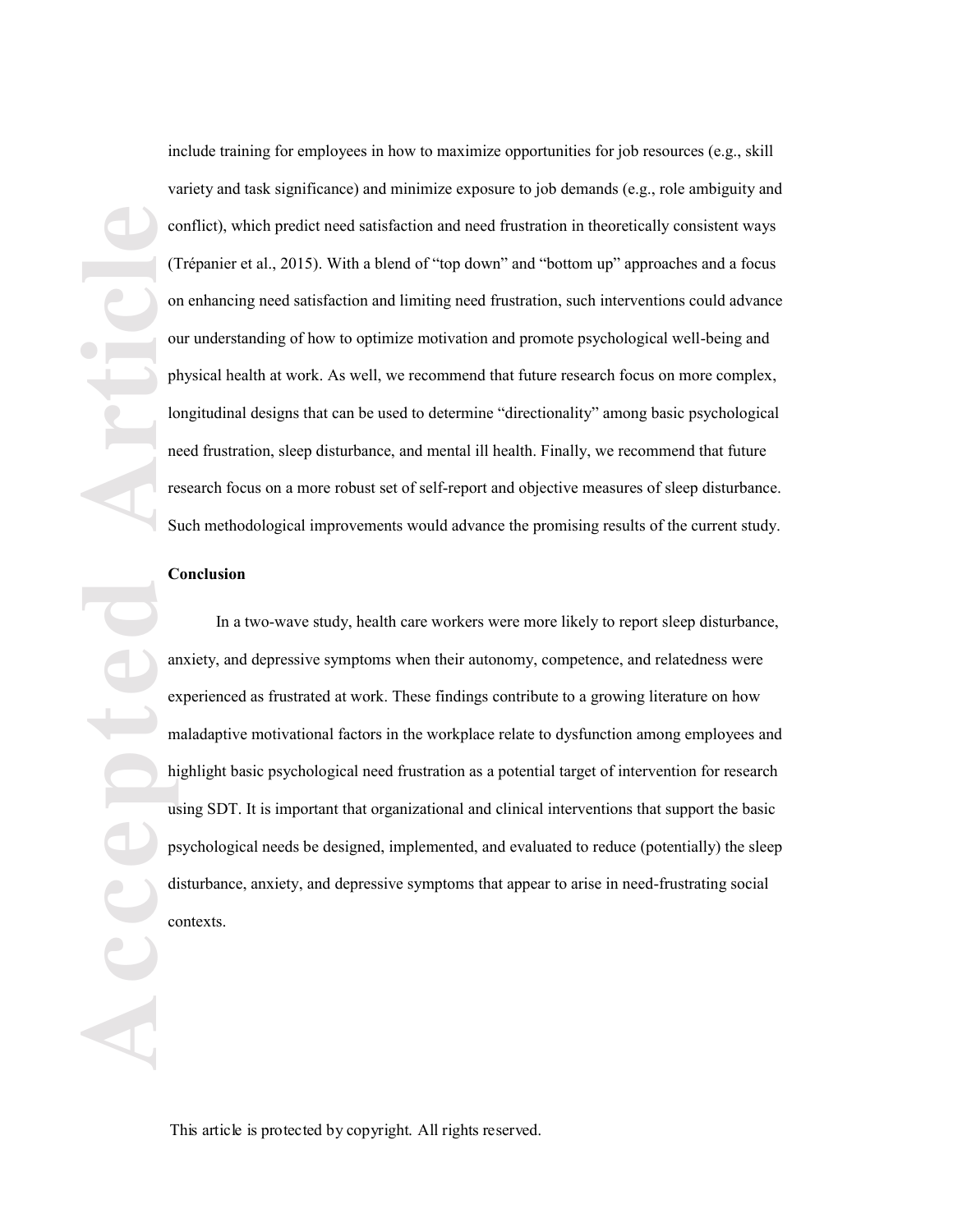include training for employees in how to maximize opportunities for job resources (e.g., skill variety and task significance) and minimize exposure to job demands (e.g., role ambiguity and conflict), which predict need satisfaction and need frustration in theoretically consistent ways (Trépanier et al., 2015). With a blend of "top down" and "bottom up" approaches and a focus on enhancing need satisfaction and limiting need frustration, such interventions could advance our understanding of how to optimize motivation and promote psychological well-being and physical health at work. As well, we recommend that future research focus on more complex, longitudinal designs that can be used to determine "directionality" among basic psychological need frustration, sleep disturbance, and mental ill health. Finally, we recommend that future research focus on a more robust set of self-report and objective measures of sleep disturbance. Such methodological improvements would advance the promising results of the current study.

## Conclusion

In a two-wave study, health care workers were more likely to report sleep disturbance, anxiety, and depressive symptoms when their autonomy, competence, and relatedness were experienced as frustrated at work. These findings contribute to a growing literature on how maladaptive motivational factors in the workplace relate to dysfunction among employees and highlight basic psychological need frustration as a potential target of intervention for research using SDT. It is important that organizational and clinical interventions that support the basic psychological needs be designed, implemented, and evaluated to reduce (potentially) the sleep disturbance, anxiety, and depressive symptoms that appear to arise in need-frustrating social contexts.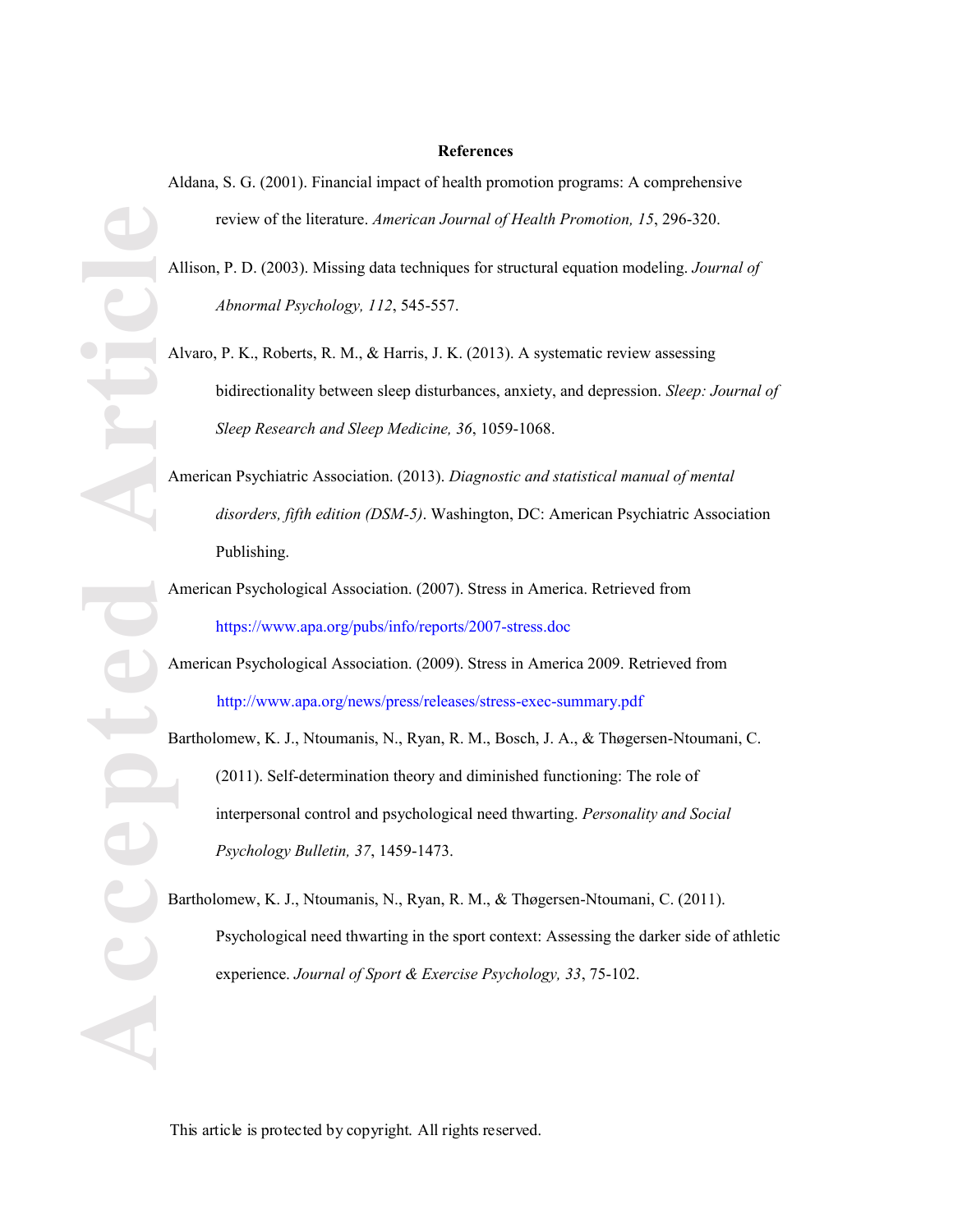# References

Aldana, S. G. (2001). Financial impact of health promotion programs: A comprehensive review of the literature. *American Journal of Health Promotion, 15*, 296-320.

Allison, P. D. (2003). Missing data techniques for structural equation modeling. *Journal of Abnormal Psychology, 112*, 545-557.

Alvaro, P. K., Roberts, R. M., & Harris, J. K. (2013). A systematic review assessing bidirectionality between sleep disturbances, anxiety, and depression. *Sleep: Journal of Sleep Research and Sleep Medicine, 36*, 1059-1068.

American Psychiatric Association. (2013). *Diagnostic and statistical manual of mental disorders, fifth edition (DSM-5)*. Washington, DC: American Psychiatric Association Publishing.

American Psychological Association. (2007). Stress in America. Retrieved from https://www.apa.org/pubs/info/reports/2007-stress.doc

American Psychological Association. (2009). Stress in America 2009. Retrieved from http://www.apa.org/news/press/releases/stress-exec-summary.pdf

Bartholomew, K. J., Ntoumanis, N., Ryan, R. M., Bosch, J. A., & Thøgersen-Ntoumani, C. (2011). Self-determination theory and diminished functioning: The role of interpersonal control and psychological need thwarting. *Personality and Social Psychology Bulletin, 37*, 1459-1473.

Bartholomew, K. J., Ntoumanis, N., Ryan, R. M., & Thøgersen-Ntoumani, C. (2011). Psychological need thwarting in the sport context: Assessing the darker side of athletic experience. *Journal of Sport & Exercise Psychology, 33*, 75-102.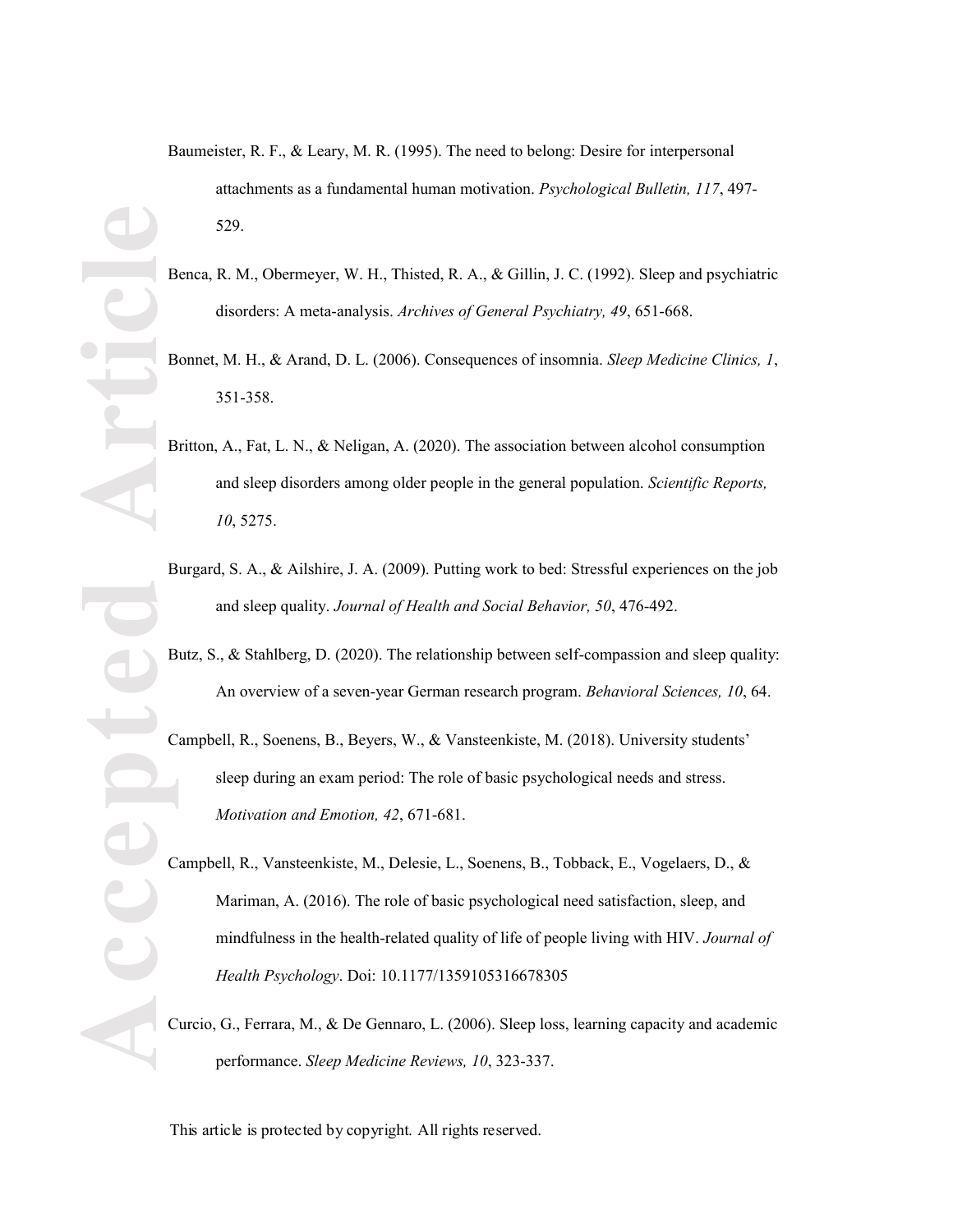Baumeister, R. F., & Leary, M. R. (1995). The need to belong: Desire for interpersonal attachments as a fundamental human motivation. *Psychological Bulletin, 117*, 497-529.

Benca, R. M., Obermeyer, W. H., Thisted, R. A., & Gillin, J. C. (1992). Sleep and psychiatric disorders: A meta-analysis. *Archives of General Psychiatry, 49*, 651-668.

Bonnet, M. H., & Arand, D. L. (2006). Consequences of insomnia. *Sleep Medicine Clinics, 1*, 351-358.

Britton, A., Fat, L. N., & Neligan, A. (2020). The association between alcohol consumption and sleep disorders among older people in the general population. *Scientific Reports, 10*, 5275.

Burgard, S. A., & Ailshire, J. A. (2009). Putting work to bed: Stressful experiences on the job and sleep quality. *Journal of Health and Social Behavior, 50*, 476-492.

Butz, S., & Stahlberg, D. (2020). The relationship between self-compassion and sleep quality: An overview of a seven-year German research program. *Behavioral Sciences, 10*, 64.

Campbell, R., Soenens, B., Beyers, W., & Vansteenkiste, M. (2018). University students' sleep during an exam period: The role of basic psychological needs and stress. *Motivation and Emotion, 42*, 671-681.

Campbell, R., Vansteenkiste, M., Delesie, L., Soenens, B., Tobback, E., Vogelaers, D., & Mariman, A. (2016). The role of basic psychological need satisfaction, sleep, and mindfulness in the health-related quality of life of people living with HIV. *Journal of Health Psychology*. Doi: 10.1177/1359105316678305

Curcio, G., Ferrara, M., & De Gennaro, L. (2006). Sleep loss, learning capacity and academic performance. *Sleep Medicine Reviews, 10*, 323-337.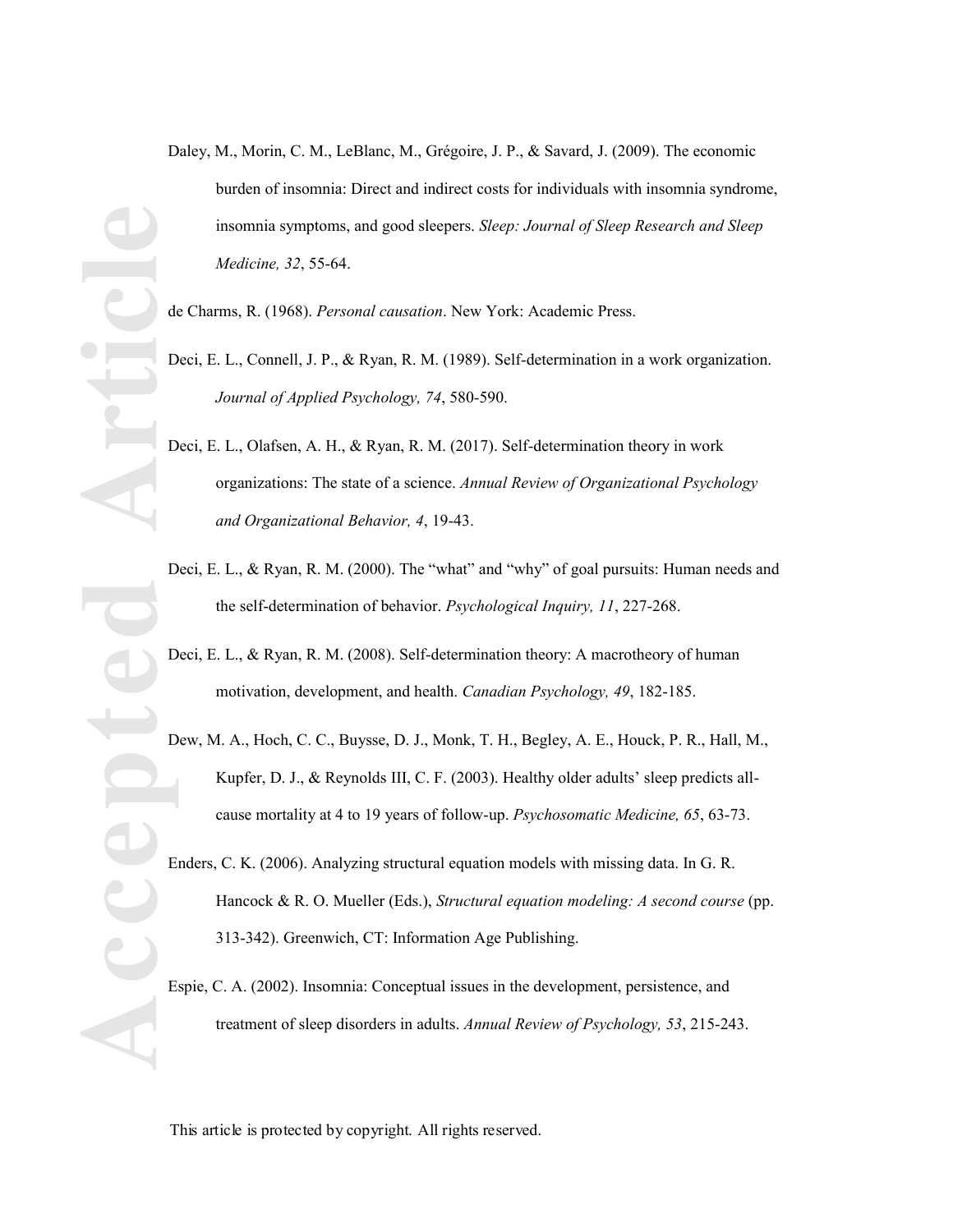Daley, M., Morin, C. M., LeBlanc, M., Grégoire, J. P., & Savard, J. (2009). The economic burden of insomnia: Direct and indirect costs for individuals with insomnia syndrome, insomnia symptoms, and good sleepers. *Sleep: Journal of Sleep Research and Sleep Medicine, 32*, 55-64.

de Charms, R. (1968). *Personal causation*. New York: Academic Press.

Deci, E. L., Connell, J. P., & Ryan, R. M. (1989). Self-determination in a work organization. *Journal of Applied Psychology, 74*, 580-590.

Deci, E. L., Olafsen, A. H., & Ryan, R. M. (2017). Self-determination theory in work organizations: The state of a science. *Annual Review of Organizational Psychology and Organizational Behavior, 4*, 19-43.

Deci, E. L., & Ryan, R. M. (2000). The "what" and "why" of goal pursuits: Human needs and the self-determination of behavior. *Psychological Inquiry, 11*, 227-268.

Deci, E. L., & Ryan, R. M. (2008). Self-determination theory: A macrotheory of human motivation, development, and health. *Canadian Psychology, 49*, 182-185.

Dew, M. A., Hoch, C. C., Buysse, D. J., Monk, T. H., Begley, A. E., Houck, P. R., Hall, M., Kupfer, D. J., & Reynolds III, C. F. (2003). Healthy older adults' sleep predicts all-cause mortality at 4 to 19 years of follow-up. *Psychosomatic Medicine, 65*, 63-73.

Enders, C. K. (2006). Analyzing structural equation models with missing data. In G. R. Hancock & R. O. Mueller (Eds.), *Structural equation modeling: A second course* (pp. 313-342). Greenwich, CT: Information Age Publishing.

Espie, C. A. (2002). Insomnia: Conceptual issues in the development, persistence, and treatment of sleep disorders in adults. *Annual Review of Psychology, 53*, 215-243.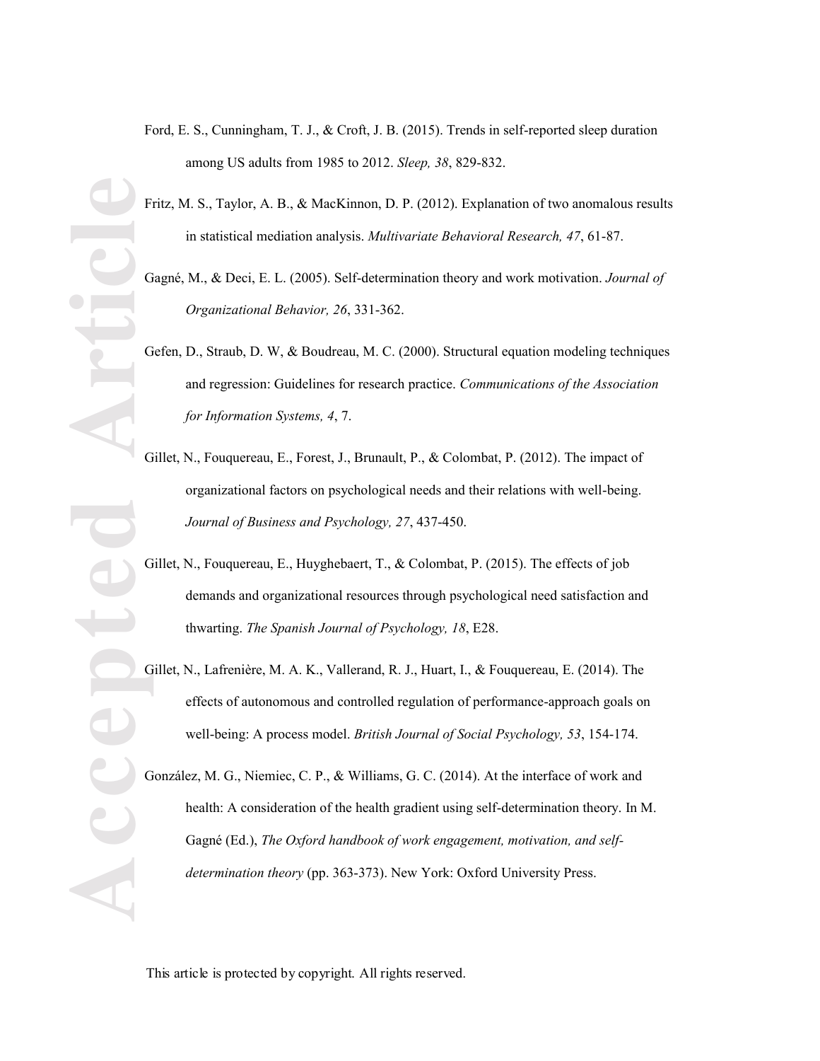Ford, E. S., Cunningham, T. J., & Croft, J. B. (2015). Trends in self-reported sleep duration among US adults from 1985 to 2012. *Sleep, 38*, 829-832.

Fritz, M. S., Taylor, A. B., & MacKinnon, D. P. (2012). Explanation of two anomalous results in statistical mediation analysis. *Multivariate Behavioral Research, 47*, 61-87.

Gagné, M., & Deci, E. L. (2005). Self-determination theory and work motivation. *Journal of Organizational Behavior, 26*, 331-362.

Gefen, D., Straub, D. W, & Boudreau, M. C. (2000). Structural equation modeling techniques and regression: Guidelines for research practice. *Communications of the Association for Information Systems, 4*, 7.

Gillet, N., Fouquereau, E., Forest, J., Brunault, P., & Colombat, P. (2012). The impact of organizational factors on psychological needs and their relations with well-being. *Journal of Business and Psychology, 27*, 437-450.

Gillet, N., Fouquereau, E., Huyghebaert, T., & Colombat, P. (2015). The effects of job demands and organizational resources through psychological need satisfaction and thwarting. *The Spanish Journal of Psychology, 18*, E28.

Gillet, N., Lafrenière, M. A. K., Vallerand, R. J., Huart, I., & Fouquereau, E. (2014). The effects of autonomous and controlled regulation of performance-approach goals on well-being: A process model. *British Journal of Social Psychology, 53*, 154-174.

González, M. G., Niemiec, C. P., & Williams, G. C. (2014). At the interface of work and health: A consideration of the health gradient using self-determination theory. In M. Gagné (Ed.), *The Oxford handbook of work engagement, motivation, and self-determination theory* (pp. 363-373). New York: Oxford University Press.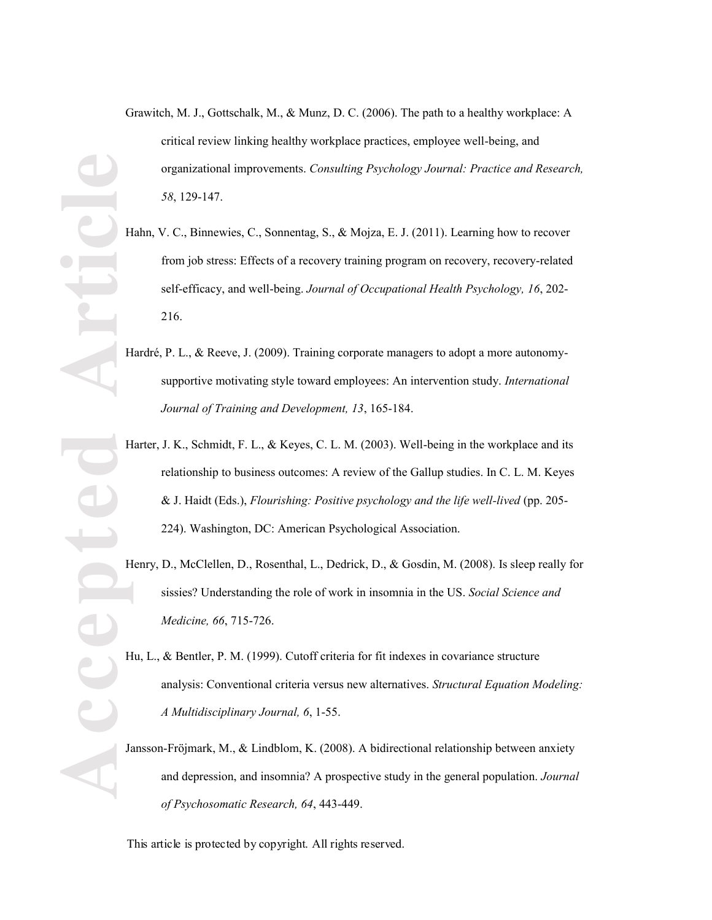Grawitch, M. J., Gottschalk, M., & Munz, D. C. (2006). The path to a healthy workplace: A critical review linking healthy workplace practices, employee well-being, and organizational improvements. *Consulting Psychology Journal: Practice and Research, 58*, 129-147.

Hahn, V. C., Binnewies, C., Sonnentag, S., & Mojza, E. J. (2011). Learning how to recover from job stress: Effects of a recovery training program on recovery, recovery-related self-efficacy, and well-being. *Journal of Occupational Health Psychology, 16*, 202-216.

Hardré, P. L., & Reeve, J. (2009). Training corporate managers to adopt a more autonomy-supportive motivating style toward employees: An intervention study. *International Journal of Training and Development, 13*, 165-184.

Harter, J. K., Schmidt, F. L., & Keyes, C. L. M. (2003). Well-being in the workplace and its relationship to business outcomes: A review of the Gallup studies. In C. L. M. Keyes & J. Haidt (Eds.), *Flourishing: Positive psychology and the life well-lived* (pp. 205-224). Washington, DC: American Psychological Association.

Henry, D., McClellen, D., Rosenthal, L., Dedrick, D., & Gosdin, M. (2008). Is sleep really for sissies? Understanding the role of work in insomnia in the US. *Social Science and Medicine, 66*, 715-726.

Hu, L., & Bentler, P. M. (1999). Cutoff criteria for fit indexes in covariance structure analysis: Conventional criteria versus new alternatives. *Structural Equation Modeling: A Multidisciplinary Journal, 6*, 1-55.

Jansson-Fröjmark, M., & Lindblom, K. (2008). A bidirectional relationship between anxiety and depression, and insomnia? A prospective study in the general population. *Journal of Psychosomatic Research, 64*, 443-449.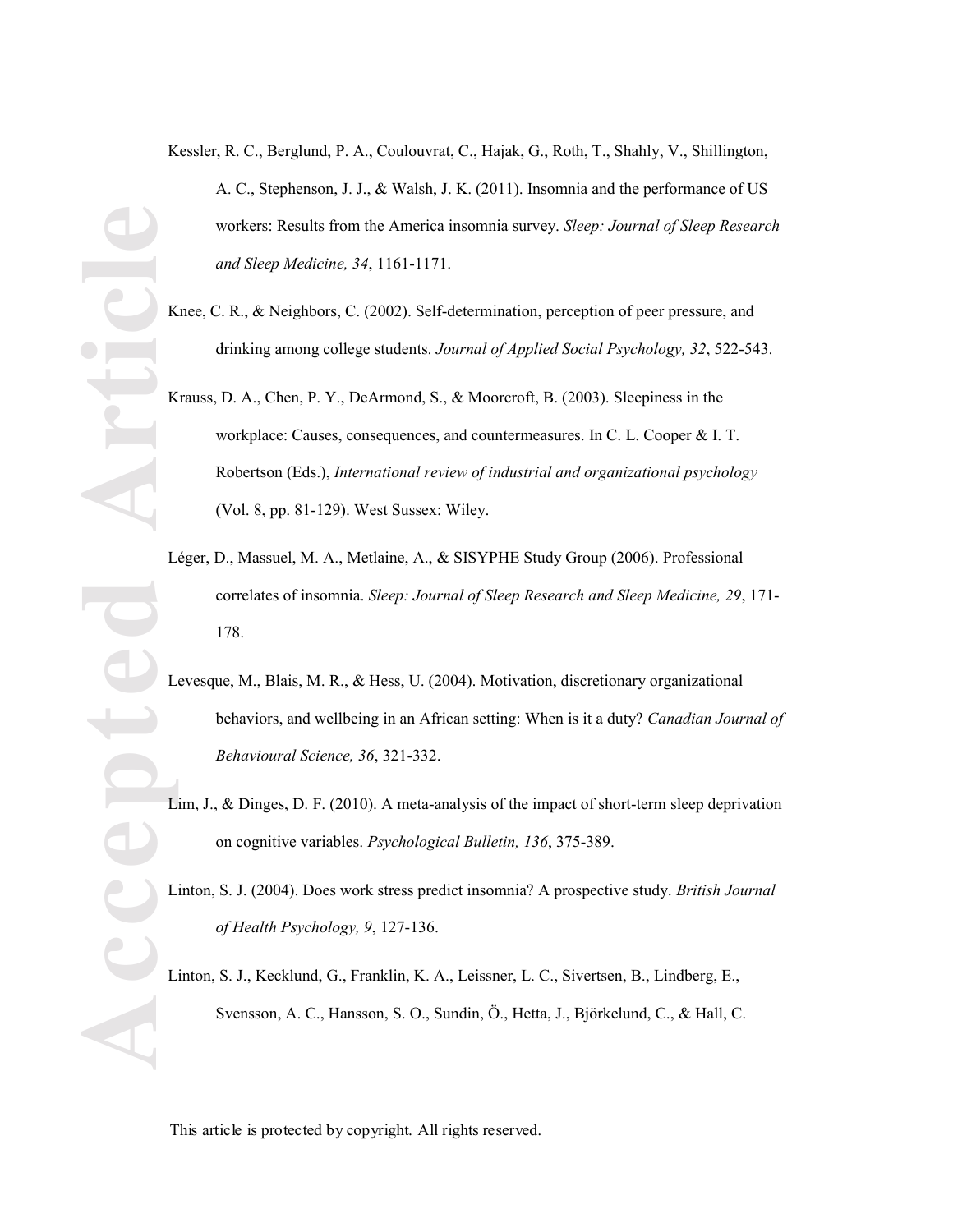Kessler, R. C., Berglund, P. A., Coulouvrat, C., Hajak, G., Roth, T., Shahly, V., Shillington, A. C., Stephenson, J. J., & Walsh, J. K. (2011). Insomnia and the performance of US workers: Results from the America insomnia survey. *Sleep: Journal of Sleep Research and Sleep Medicine, 34*, 1161-1171.

Knee, C. R., & Neighbors, C. (2002). Self-determination, perception of peer pressure, and drinking among college students. *Journal of Applied Social Psychology, 32*, 522-543.

Krauss, D. A., Chen, P. Y., DeArmond, S., & Moorcroft, B. (2003). Sleepiness in the workplace: Causes, consequences, and countermeasures. In C. L. Cooper & I. T. Robertson (Eds.), *International review of industrial and organizational psychology* (Vol. 8, pp. 81-129). West Sussex: Wiley.

Léger, D., Massuel, M. A., Metlaine, A., & SISYPHE Study Group (2006). Professional correlates of insomnia. *Sleep: Journal of Sleep Research and Sleep Medicine, 29*, 171-178.

Levesque, M., Blais, M. R., & Hess, U. (2004). Motivation, discretionary organizational behaviors, and wellbeing in an African setting: When is it a duty? *Canadian Journal of Behavioural Science, 36*, 321-332.

Lim, J., & Dinges, D. F. (2010). A meta-analysis of the impact of short-term sleep deprivation on cognitive variables. *Psychological Bulletin, 136*, 375-389.

Linton, S. J. (2004). Does work stress predict insomnia? A prospective study. *British Journal of Health Psychology, 9*, 127-136.

Linton, S. J., Kecklund, G., Franklin, K. A., Leissner, L. C., Sivertsen, B., Lindberg, E., Svensson, A. C., Hansson, S. O., Sundin, Ö., Hetta, J., Björkelund, C., & Hall, C.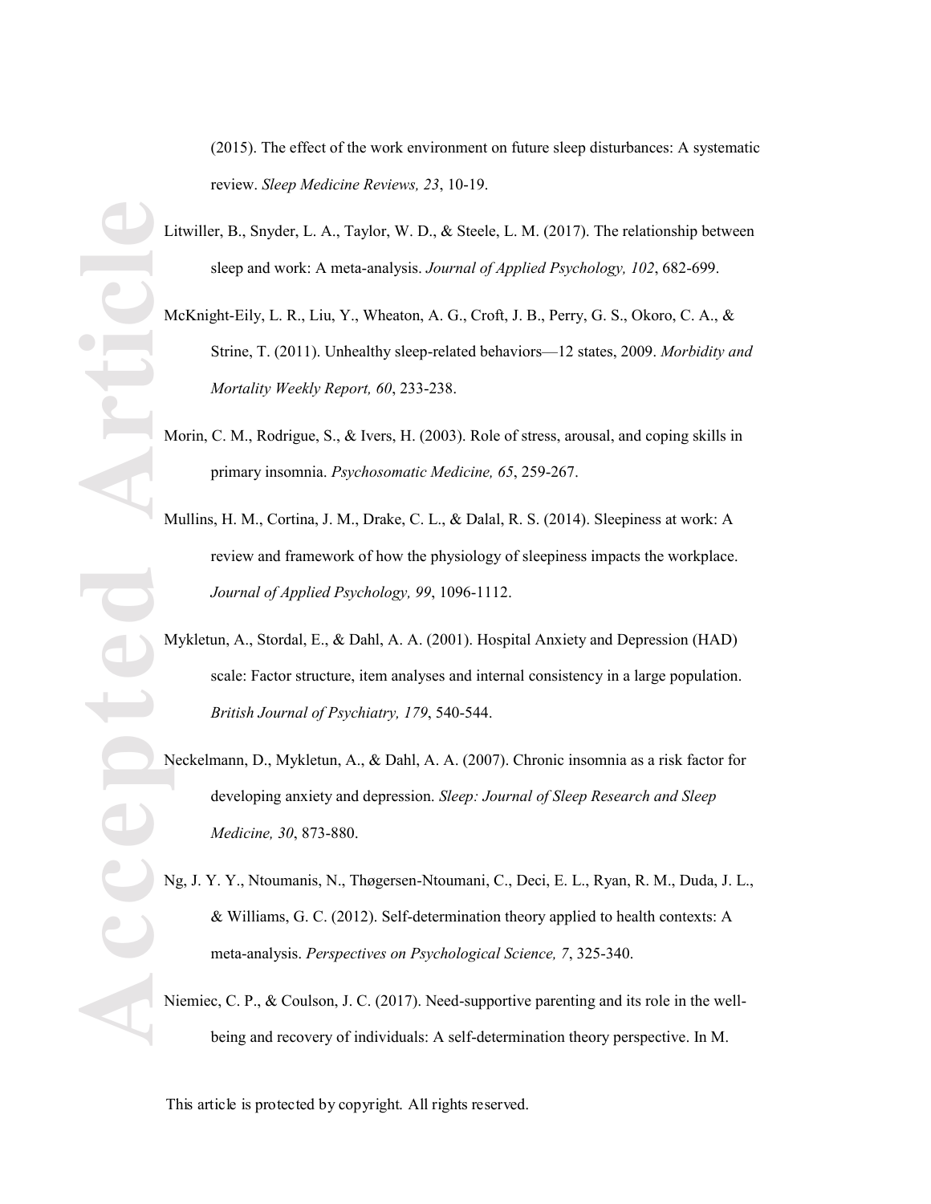(2015). The effect of the work environment on future sleep disturbances: A systematic review. *Sleep Medicine Reviews, 23*, 10-19.

Litwiller, B., Snyder, L. A., Taylor, W. D., & Steele, L. M. (2017). The relationship between sleep and work: A meta-analysis. *Journal of Applied Psychology, 102*, 682-699.

McKnight-Eily, L. R., Liu, Y., Wheaton, A. G., Croft, J. B., Perry, G. S., Okoro, C. A., & Strine, T. (2011). Unhealthy sleep-related behaviors—12 states, 2009. *Morbidity and Mortality Weekly Report, 60*, 233-238.

Morin, C. M., Rodrigue, S., & Ivers, H. (2003). Role of stress, arousal, and coping skills in primary insomnia. *Psychosomatic Medicine, 65*, 259-267.

Mullins, H. M., Cortina, J. M., Drake, C. L., & Dalal, R. S. (2014). Sleepiness at work: A review and framework of how the physiology of sleepiness impacts the workplace. *Journal of Applied Psychology, 99*, 1096-1112.

Mykletun, A., Stordal, E., & Dahl, A. A. (2001). Hospital Anxiety and Depression (HAD) scale: Factor structure, item analyses and internal consistency in a large population. *British Journal of Psychiatry, 179*, 540-544.

Neckelmann, D., Mykletun, A., & Dahl, A. A. (2007). Chronic insomnia as a risk factor for developing anxiety and depression. *Sleep: Journal of Sleep Research and Sleep Medicine, 30*, 873-880.

Ng, J. Y. Y., Ntoumanis, N., Thøgersen-Ntoumani, C., Deci, E. L., Ryan, R. M., Duda, J. L., & Williams, G. C. (2012). Self-determination theory applied to health contexts: A meta-analysis. *Perspectives on Psychological Science, 7*, 325-340.

Niemiec, C. P., & Coulson, J. C. (2017). Need-supportive parenting and its role in the well-being and recovery of individuals: A self-determination theory perspective. In M.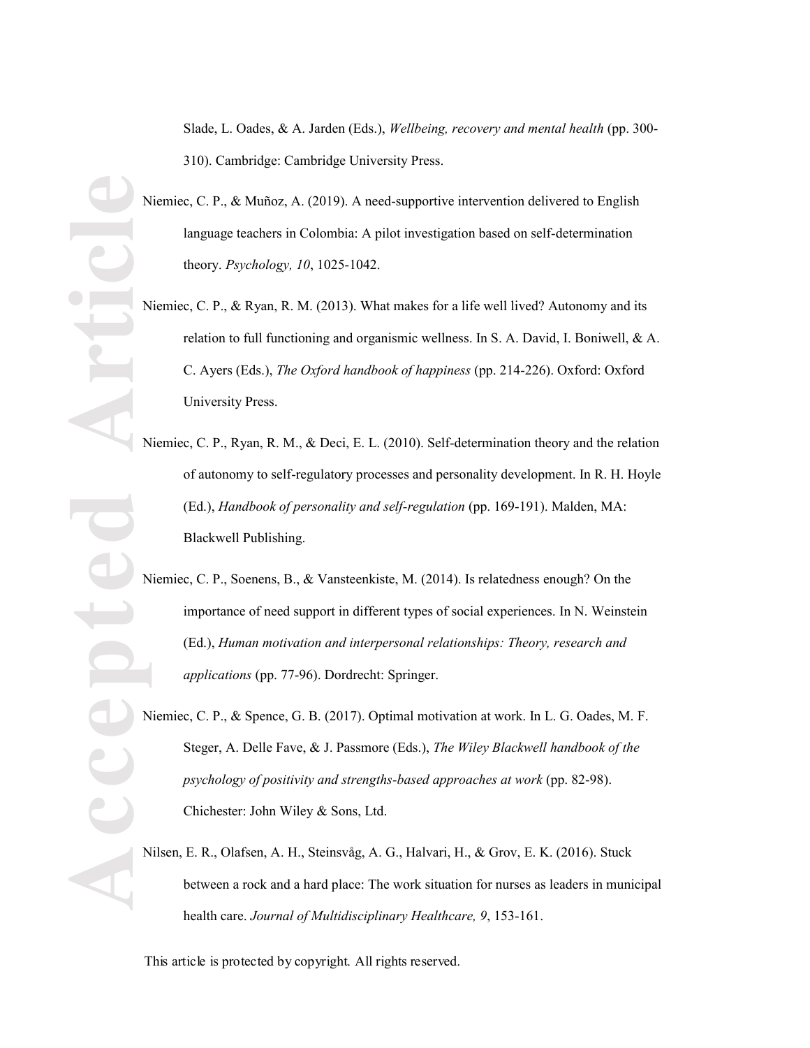Slade, L. Oades, & A. Jarden (Eds.), *Wellbeing, recovery and mental health* (pp. 300-310). Cambridge: Cambridge University Press.

Niemiec, C. P., & Muñoz, A. (2019). A need-supportive intervention delivered to English language teachers in Colombia: A pilot investigation based on self-determination theory. *Psychology, 10*, 1025-1042.

Niemiec, C. P., & Ryan, R. M. (2013). What makes for a life well lived? Autonomy and its relation to full functioning and organismic wellness. In S. A. David, I. Boniwell, & A. C. Ayers (Eds.), *The Oxford handbook of happiness* (pp. 214-226). Oxford: Oxford University Press.

Niemiec, C. P., Ryan, R. M., & Deci, E. L. (2010). Self-determination theory and the relation of autonomy to self-regulatory processes and personality development. In R. H. Hoyle (Ed.), *Handbook of personality and self-regulation* (pp. 169-191). Malden, MA: Blackwell Publishing.

Niemiec, C. P., Soenens, B., & Vansteenkiste, M. (2014). Is relatedness enough? On the importance of need support in different types of social experiences. In N. Weinstein (Ed.), *Human motivation and interpersonal relationships: Theory, research and applications* (pp. 77-96). Dordrecht: Springer.

Niemiec, C. P., & Spence, G. B. (2017). Optimal motivation at work. In L. G. Oades, M. F. Steger, A. Delle Fave, & J. Passmore (Eds.), *The Wiley Blackwell handbook of the psychology of positivity and strengths-based approaches at work* (pp. 82-98). Chichester: John Wiley & Sons, Ltd.

Nilsen, E. R., Olafsen, A. H., Steinsvåg, A. G., Halvari, H., & Grov, E. K. (2016). Stuck between a rock and a hard place: The work situation for nurses as leaders in municipal health care. *Journal of Multidisciplinary Healthcare, 9*, 153-161.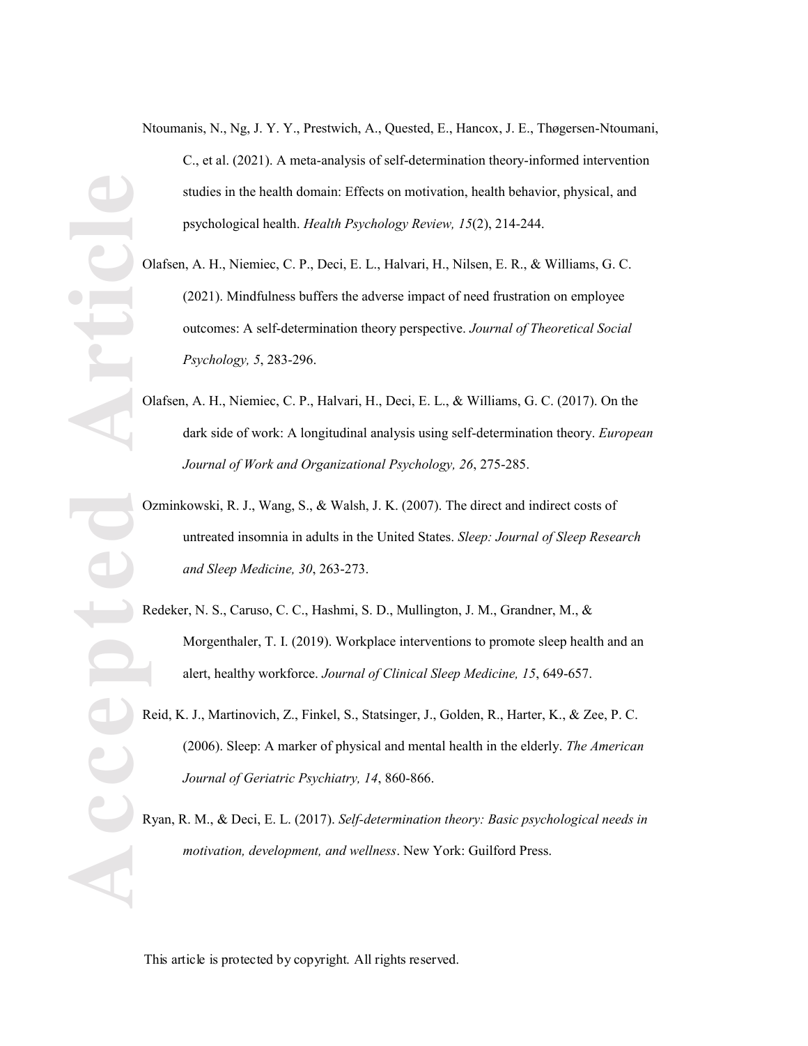Ntoumanis, N., Ng, J. Y. Y., Prestwich, A., Quested, E., Hancox, J. E., Thøgersen-Ntoumani, C., et al. (2021). A meta-analysis of self-determination theory-informed intervention studies in the health domain: Effects on motivation, health behavior, physical, and psychological health. *Health Psychology Review, 15*(2), 214-244.

Olafsen, A. H., Niemiec, C. P., Deci, E. L., Halvari, H., Nilsen, E. R., & Williams, G. C. (2021). Mindfulness buffers the adverse impact of need frustration on employee outcomes: A self-determination theory perspective. *Journal of Theoretical Social Psychology, 5*, 283-296.

Olafsen, A. H., Niemiec, C. P., Halvari, H., Deci, E. L., & Williams, G. C. (2017). On the dark side of work: A longitudinal analysis using self-determination theory. *European Journal of Work and Organizational Psychology, 26*, 275-285.

Ozminkowski, R. J., Wang, S., & Walsh, J. K. (2007). The direct and indirect costs of untreated insomnia in adults in the United States. *Sleep: Journal of Sleep Research and Sleep Medicine, 30*, 263-273.

Redeker, N. S., Caruso, C. C., Hashmi, S. D., Mullington, J. M., Grandner, M., & Morgenthaler, T. I. (2019). Workplace interventions to promote sleep health and an alert, healthy workforce. *Journal of Clinical Sleep Medicine, 15*, 649-657.

Reid, K. J., Martinovich, Z., Finkel, S., Statsinger, J., Golden, R., Harter, K., & Zee, P. C. (2006). Sleep: A marker of physical and mental health in the elderly. *The American Journal of Geriatric Psychiatry, 14*, 860-866.

Ryan, R. M., & Deci, E. L. (2017). *Self-determination theory: Basic psychological needs in motivation, development, and wellness*. New York: Guilford Press.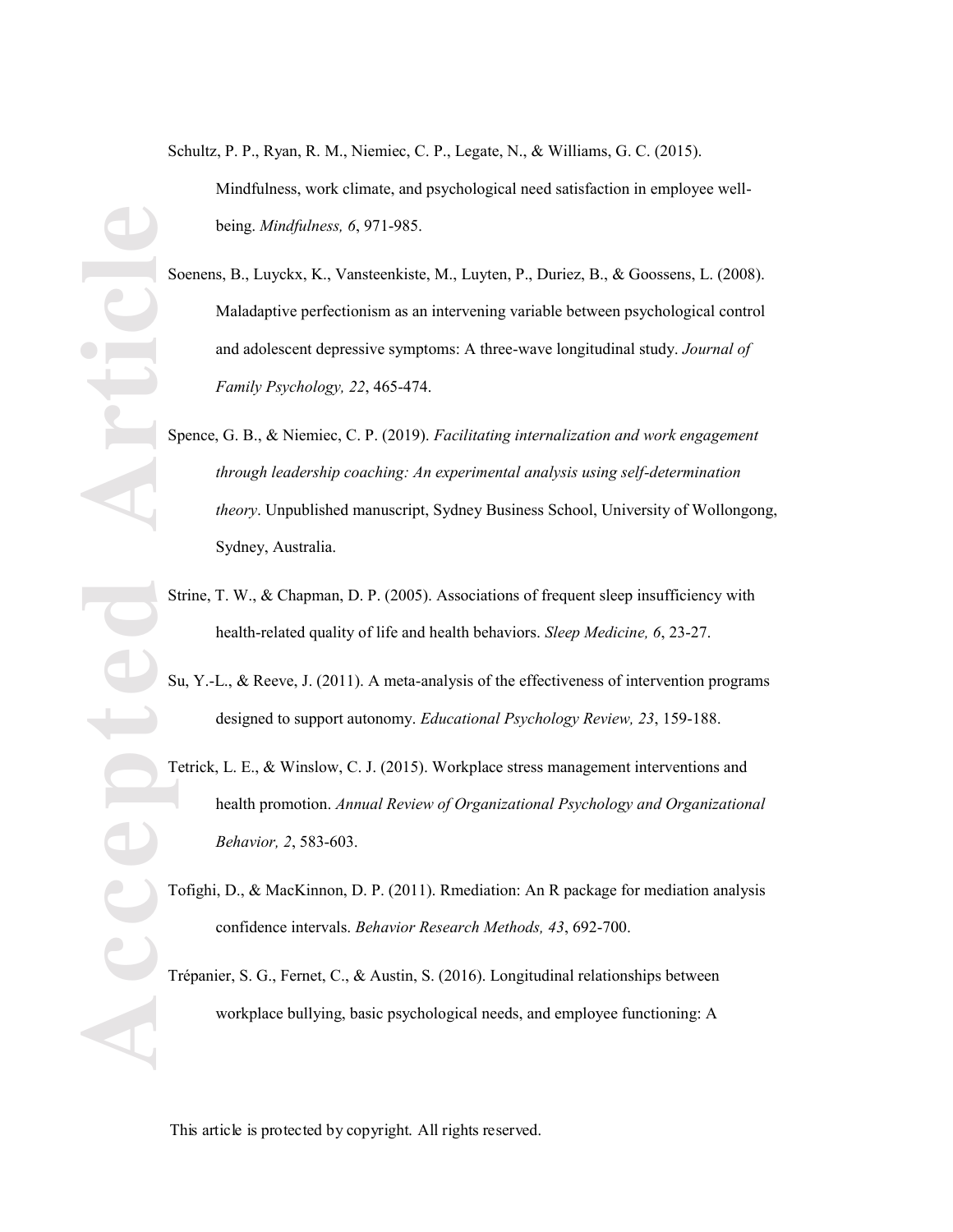Schultz, P. P., Ryan, R. M., Niemiec, C. P., Legate, N., & Williams, G. C. (2015). Mindfulness, work climate, and psychological need satisfaction in employee well-being. *Mindfulness, 6*, 971-985.

Soenens, B., Luyckx, K., Vansteenkiste, M., Luyten, P., Duriez, B., & Goossens, L. (2008). Maladaptive perfectionism as an intervening variable between psychological control and adolescent depressive symptoms: A three-wave longitudinal study. *Journal of Family Psychology, 22*, 465-474.

Spence, G. B., & Niemiec, C. P. (2019). *Facilitating internalization and work engagement through leadership coaching: An experimental analysis using self-determination theory*. Unpublished manuscript, Sydney Business School, University of Wollongong, Sydney, Australia.

Strine, T. W., & Chapman, D. P. (2005). Associations of frequent sleep insufficiency with health-related quality of life and health behaviors. *Sleep Medicine, 6*, 23-27.

Su, Y.-L., & Reeve, J. (2011). A meta-analysis of the effectiveness of intervention programs designed to support autonomy. *Educational Psychology Review, 23*, 159-188.

Tetrick, L. E., & Winslow, C. J. (2015). Workplace stress management interventions and health promotion. *Annual Review of Organizational Psychology and Organizational Behavior, 2*, 583-603.

Tofighi, D., & MacKinnon, D. P. (2011). Rmediation: An R package for mediation analysis confidence intervals. *Behavior Research Methods, 43*, 692-700.

Trépanier, S. G., Fernet, C., & Austin, S. (2016). Longitudinal relationships between workplace bullying, basic psychological needs, and employee functioning: A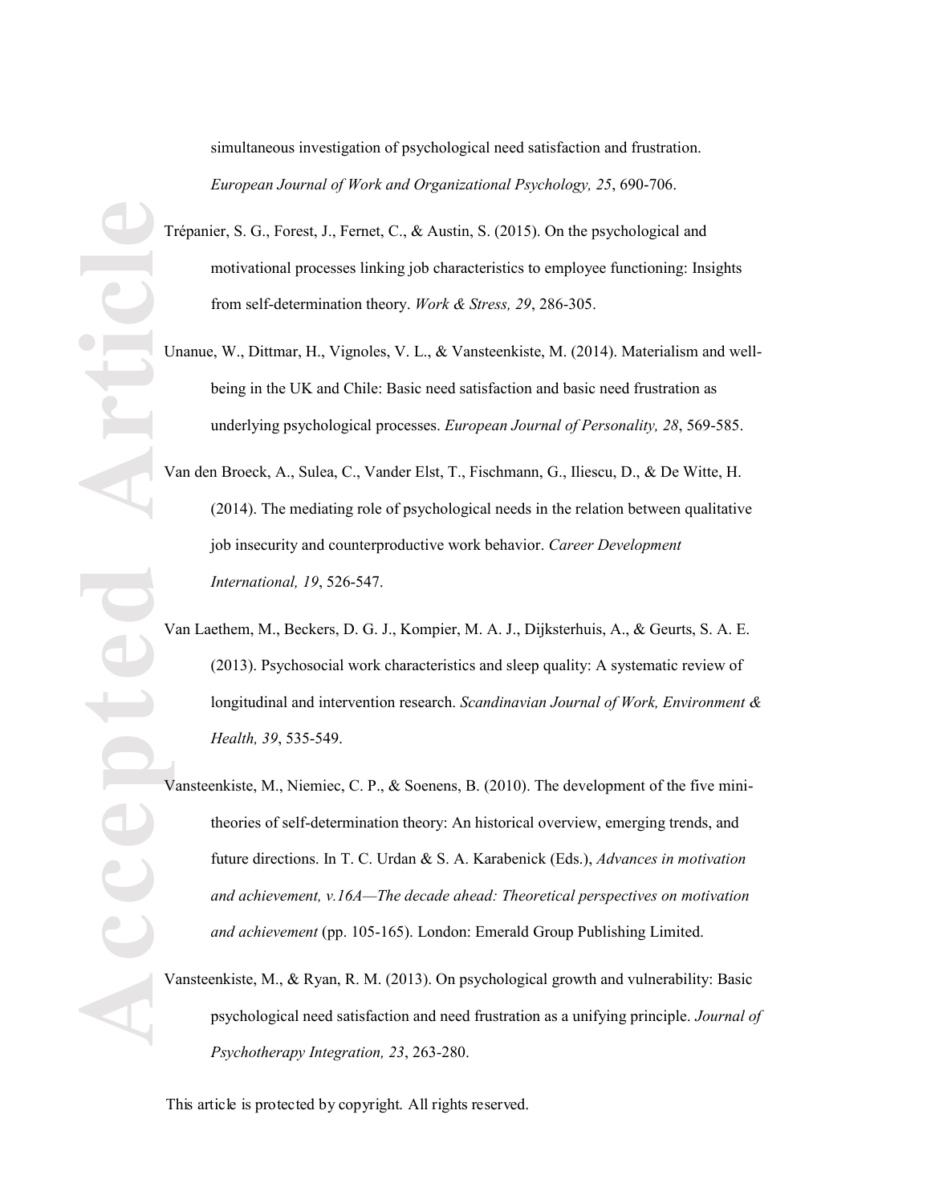simultaneous investigation of psychological need satisfaction and frustration. *European Journal of Work and Organizational Psychology, 25*, 690-706.

Trépanier, S. G., Forest, J., Fernet, C., & Austin, S. (2015). On the psychological and motivational processes linking job characteristics to employee functioning: Insights from self-determination theory. *Work & Stress, 29*, 286-305.

Unanue, W., Dittmar, H., Vignoles, V. L., & Vansteenkiste, M. (2014). Materialism and well-being in the UK and Chile: Basic need satisfaction and basic need frustration as underlying psychological processes. *European Journal of Personality, 28*, 569-585.

Van den Broeck, A., Sulea, C., Vander Elst, T., Fischmann, G., Iliescu, D., & De Witte, H. (2014). The mediating role of psychological needs in the relation between qualitative job insecurity and counterproductive work behavior. *Career Development International, 19*, 526-547.

Van Laethem, M., Beckers, D. G. J., Kompier, M. A. J., Dijksterhuis, A., & Geurts, S. A. E. (2013). Psychosocial work characteristics and sleep quality: A systematic review of longitudinal and intervention research. *Scandinavian Journal of Work, Environment & Health, 39*, 535-549.

Vansteenkiste, M., Niemiec, C. P., & Soenens, B. (2010). The development of the five mini-theories of self-determination theory: An historical overview, emerging trends, and future directions. In T. C. Urdan & S. A. Karabenick (Eds.), *Advances in motivation and achievement, v.16A—The decade ahead: Theoretical perspectives on motivation and achievement* (pp. 105-165). London: Emerald Group Publishing Limited.

Vansteenkiste, M., & Ryan, R. M. (2013). On psychological growth and vulnerability: Basic psychological need satisfaction and need frustration as a unifying principle. *Journal of Psychotherapy Integration, 23*, 263-280.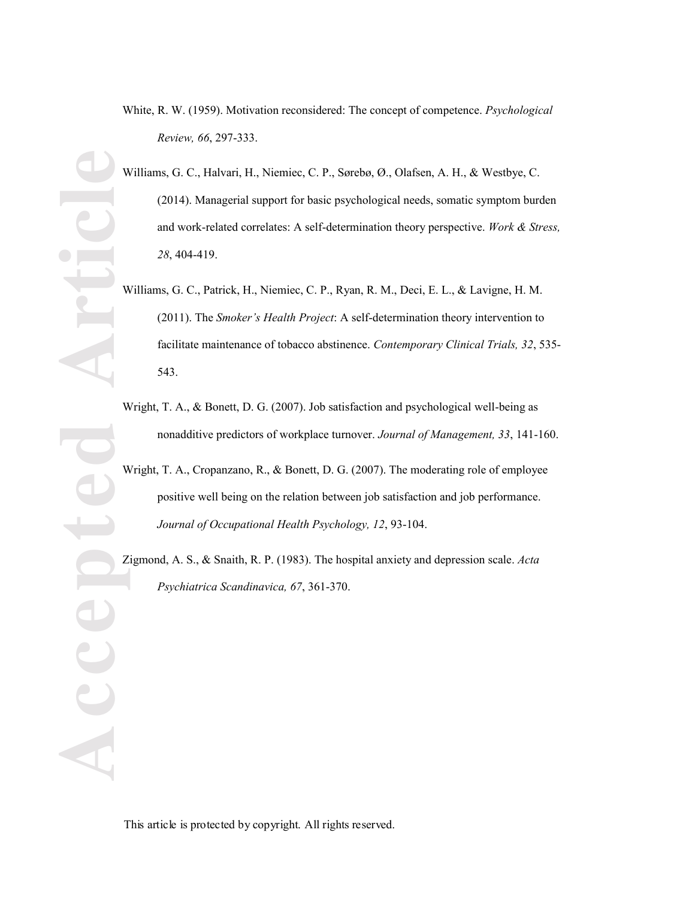White, R. W. (1959). Motivation reconsidered: The concept of competence. *Psychological Review, 66*, 297-333.

Williams, G. C., Halvari, H., Niemiec, C. P., Sørebø, Ø., Olafsen, A. H., & Westbye, C. (2014). Managerial support for basic psychological needs, somatic symptom burden and work-related correlates: A self-determination theory perspective. *Work & Stress, 28*, 404-419.

Williams, G. C., Patrick, H., Niemiec, C. P., Ryan, R. M., Deci, E. L., & Lavigne, H. M. (2011). The *Smoker's Health Project*: A self-determination theory intervention to facilitate maintenance of tobacco abstinence. *Contemporary Clinical Trials, 32*, 535-543.

Wright, T. A., & Bonett, D. G. (2007). Job satisfaction and psychological well-being as nonadditive predictors of workplace turnover. *Journal of Management, 33*, 141-160.

Wright, T. A., Cropanzano, R., & Bonett, D. G. (2007). The moderating role of employee positive well being on the relation between job satisfaction and job performance. *Journal of Occupational Health Psychology, 12*, 93-104.

Zigmond, A. S., & Snaith, R. P. (1983). The hospital anxiety and depression scale. *Acta Psychiatrica Scandinavica, 67*, 361-370.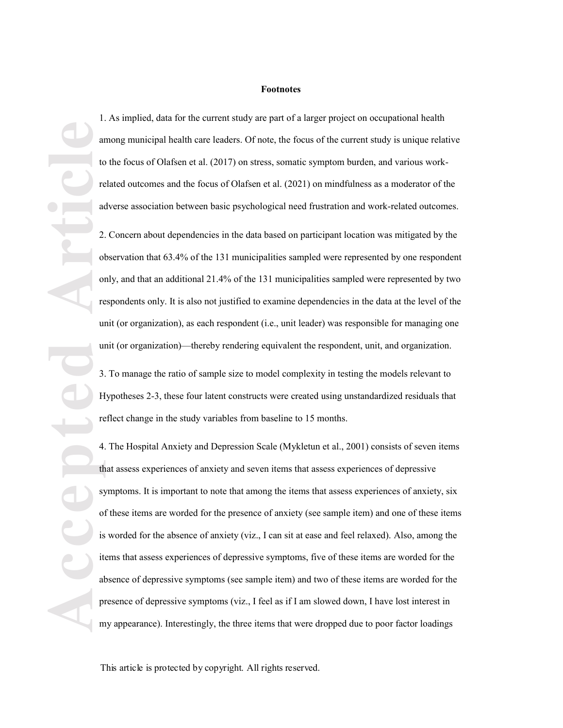## Footnotes

1. As implied, data for the current study are part of a larger project on occupational health among municipal health care leaders. Of note, the focus of the current study is unique relative to the focus of Olafsen et al. (2017) on stress, somatic symptom burden, and various work-related outcomes and the focus of Olafsen et al. (2021) on mindfulness as a moderator of the adverse association between basic psychological need frustration and work-related outcomes.

2. Concern about dependencies in the data based on participant location was mitigated by the observation that 63.4% of the 131 municipalities sampled were represented by one respondent only, and that an additional 21.4% of the 131 municipalities sampled were represented by two respondents only. It is also not justified to examine dependencies in the data at the level of the unit (or organization), as each respondent (i.e., unit leader) was responsible for managing one unit (or organization)—thereby rendering equivalent the respondent, unit, and organization.

3. To manage the ratio of sample size to model complexity in testing the models relevant to Hypotheses 2-3, these four latent constructs were created using unstandardized residuals that reflect change in the study variables from baseline to 15 months.

4. The Hospital Anxiety and Depression Scale (Mykletun et al., 2001) consists of seven items that assess experiences of anxiety and seven items that assess experiences of depressive symptoms. It is important to note that among the items that assess experiences of anxiety, six of these items are worded for the presence of anxiety (see sample item) and one of these items is worded for the absence of anxiety (viz., I can sit at ease and feel relaxed). Also, among the items that assess experiences of depressive symptoms, five of these items are worded for the absence of depressive symptoms (see sample item) and two of these items are worded for the presence of depressive symptoms (viz., I feel as if I am slowed down, I have lost interest in my appearance). Interestingly, the three items that were dropped due to poor factor loadings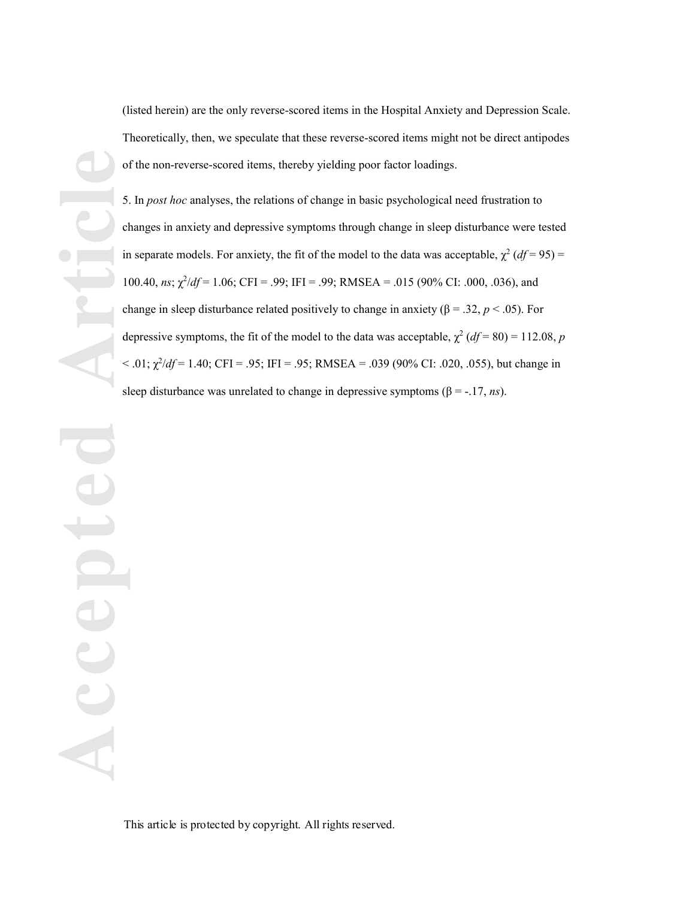(listed herein) are the only reverse-scored items in the Hospital Anxiety and Depression Scale. Theoretically, then, we speculate that these reverse-scored items might not be direct antipodes of the non-reverse-scored items, thereby yielding poor factor loadings.

5. In *post hoc* analyses, the relations of change in basic psychological need frustration to changes in anxiety and depressive symptoms through change in sleep disturbance were tested in separate models. For anxiety, the fit of the model to the data was acceptable, $\chi^2$ ($df$ = 95) = 100.40, *ns*; $\chi^2/df$ = 1.06; CFI = .99; IFI = .99; RMSEA = .015 (90% CI: .000, .036), and change in sleep disturbance related positively to change in anxiety ($\beta$ = .32, $p < .05$). For depressive symptoms, the fit of the model to the data was acceptable, $\chi^2$ ($df$ = 80) = 112.08, $p < .01$; $\chi^2/df$ = 1.40; CFI = .95; IFI = .95; RMSEA = .039 (90% CI: .020, .055), but change in sleep disturbance was unrelated to change in depressive symptoms ($\beta$ = -.17, *ns*).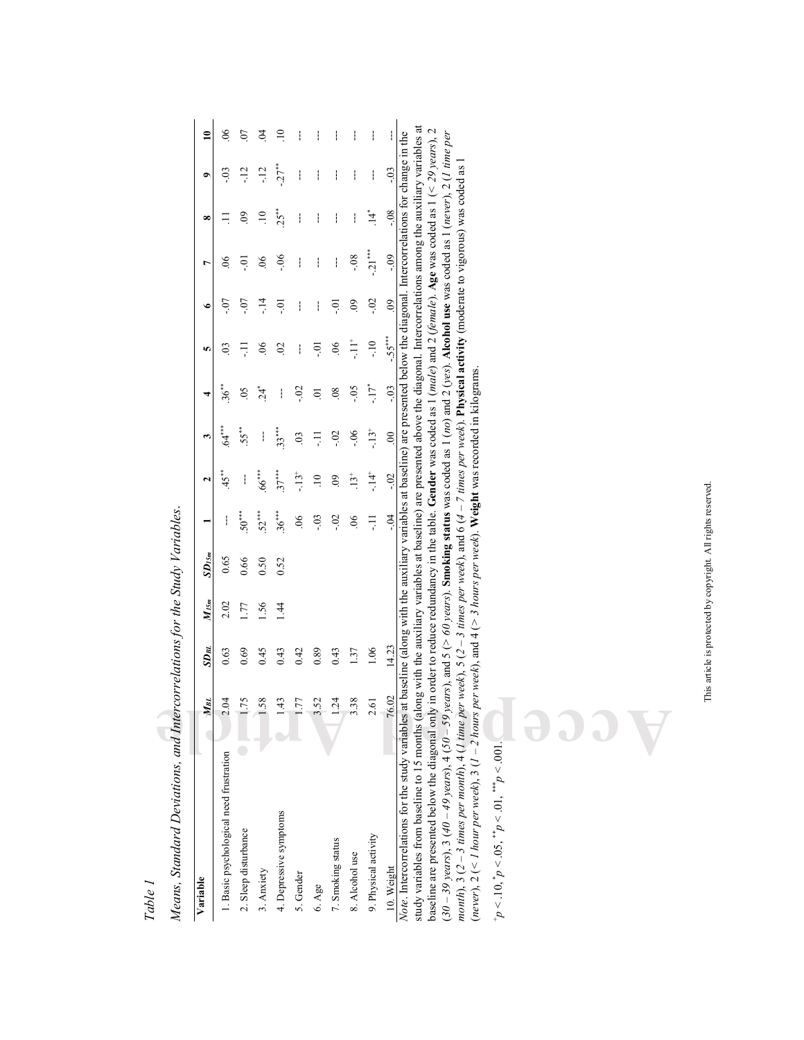*Table 1*

*Means, Standard Deviations, and Intercorrelations for the Study Variables.*

| Variable | $M_{BL}$ | $SD_{BL}$ | $M_{15m}$ | $SD_{15m}$ | 1 | 2 | 3 | 4 | 5 | 6 | 7 | 8 | 9 | 10 |
|---|---|---|---|---|---|---|---|---|---|---|---|---|---|---|
| 1. Basic psychological need frustration | 2.04 | 0.63 | 2.02 | 0.65 | --- | .45** | .64*** | .36** | .03 | -.07 | .06 | .11 | -.03 | .06 |
| 2. Sleep disturbance | 1.75 | 0.69 | 1.77 | 0.66 | .50*** | --- | .55** | .05 | -.11 | -.07 | -.01 | .09 | -.12 | .07 |
| 3. Anxiety | 1.58 | 0.45 | 1.56 | 0.50 | .52*** | .66*** | --- | .24* | .06 | -.14 | .06 | .10 | -.12 | .04 |
| 4. Depressive symptoms | 1.43 | 0.43 | 1.44 | 0.52 | .36*** | .37*** | .33*** | --- | .02 | -.01 | -.06 | .25** | -.27** | .10 |
| 5. Gender | 1.77 | 0.42 | | | .06 | -.13+ | .03 | -.02 | --- | --- | --- | --- | --- | --- |
| 6. Age | 3.52 | 0.89 | | | -.03 | .10 | -.11 | .01 | -.01 | --- | --- | --- | --- | --- |
| 7. Smoking status | 1.24 | 0.43 | | | -.02 | .09 | -.02 | .08 | .06 | -.01 | --- | --- | --- | --- |
| 8. Alcohol use | 3.38 | 1.37 | | | .06 | .13+ | -.06 | -.05 | -.11+ | .09 | -.08 | --- | --- | --- |
| 9. Physical activity | 2.61 | 1.06 | | | -.11 | -.14+ | -.13+ | -.17* | -.10 | -.02 | -.21*** | .14* | --- | --- |
| 10. Weight | 76.02 | 14.23 | | | -.04 | -.02 | .00 | -.03 | -.55*** | .09 | -.09 | -.08 | -.03 | --- |

*Note*. Intercorrelations for the study variables at baseline (along with the auxiliary variables at baseline) are presented below the diagonal. Intercorrelations for change in the study variables from baseline to 15 months (along with the auxiliary variables at baseline) are presented above the diagonal. Intercorrelations among the auxiliary variables at baseline are presented below the diagonal only in order to reduce redundancy in the table. **Gender** was coded as 1 (*male*) and 2 (*female*). **Age** was coded as 1 (*< 29 years*), 2 (*30 – 39 years*), 3 (*40 – 49 years*), 4 (*50 – 59 years*), and 5 (*> 60 years*). **Smoking status** was coded as 1 (*no*) and 2 (*yes*). **Alcohol use** was coded as 1 (*never*), 2 (*1 time per month*), 3 (*2 – 3 times per month*), 4 (*1 time per week*), 5 (*2 – 3 times per week*), and 6 (*4 – 7 times per week*). **Physical activity** (moderate to vigorous) was coded as 1 (*never*), 2 (*< 1 hour per week*), 3 (*1 – 2 hours per week*), and 4 (*> 3 hours per week*). **Weight** was recorded in kilograms.

$^{+}p < .10$, $^{*}p < .05$, $^{**}p < .01$, $^{***}p < .001$.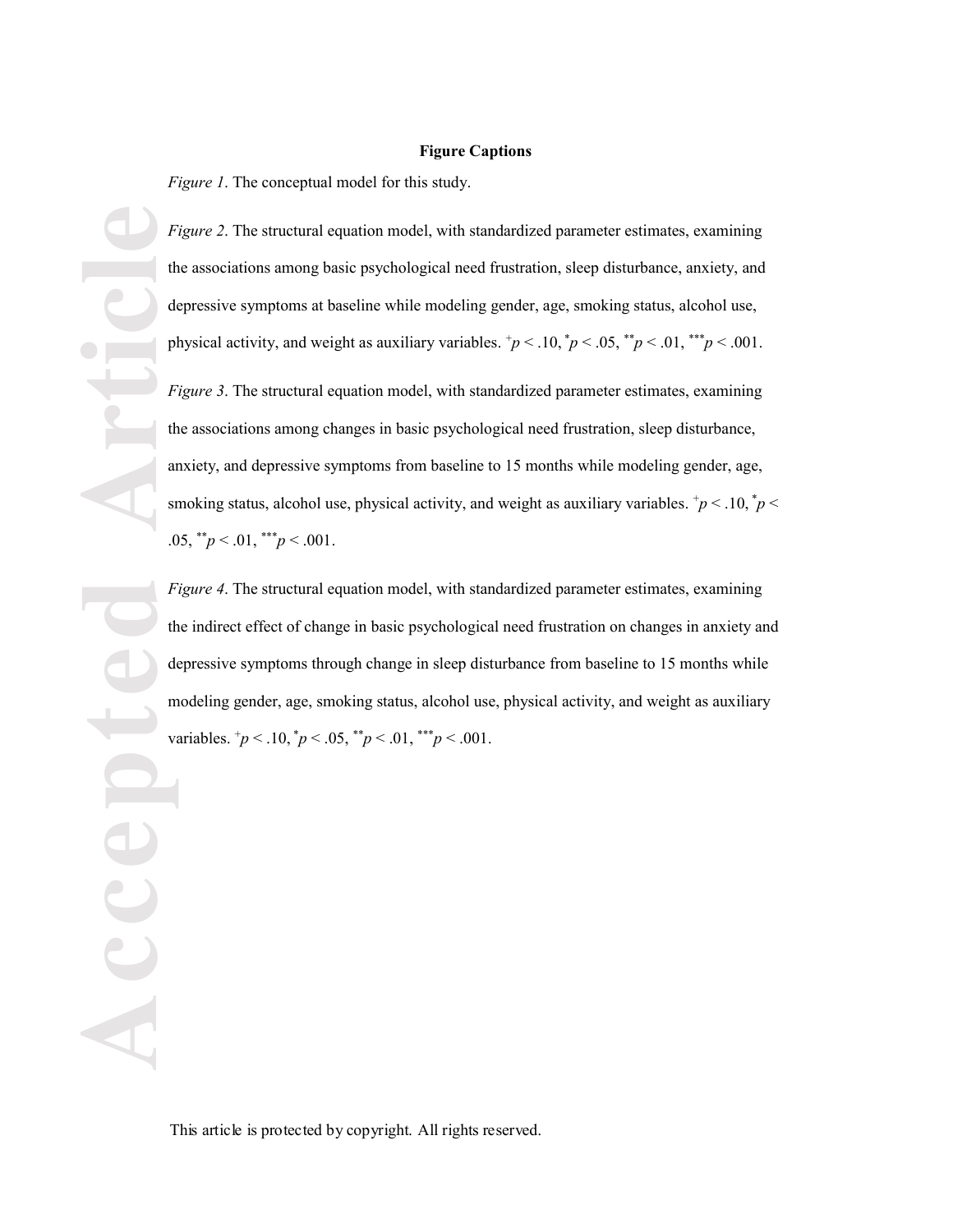**Figure Captions**

*Figure 1*. The conceptual model for this study.

*Figure 2*. The structural equation model, with standardized parameter estimates, examining the associations among basic psychological need frustration, sleep disturbance, anxiety, and depressive symptoms at baseline while modeling gender, age, smoking status, alcohol use, physical activity, and weight as auxiliary variables. $^{+}p < .10$, $^{*}p < .05$, $^{**}p < .01$, $^{***}p < .001$.

*Figure 3*. The structural equation model, with standardized parameter estimates, examining the associations among changes in basic psychological need frustration, sleep disturbance, anxiety, and depressive symptoms from baseline to 15 months while modeling gender, age, smoking status, alcohol use, physical activity, and weight as auxiliary variables. $^{+}p < .10$, $^{*}p < .05$, $^{**}p < .01$, $^{***}p < .001$.

*Figure 4*. The structural equation model, with standardized parameter estimates, examining the indirect effect of change in basic psychological need frustration on changes in anxiety and depressive symptoms through change in sleep disturbance from baseline to 15 months while modeling gender, age, smoking status, alcohol use, physical activity, and weight as auxiliary variables. $^{+}p < .10$, $^{*}p < .05$, $^{**}p < .01$, $^{***}p < .001$.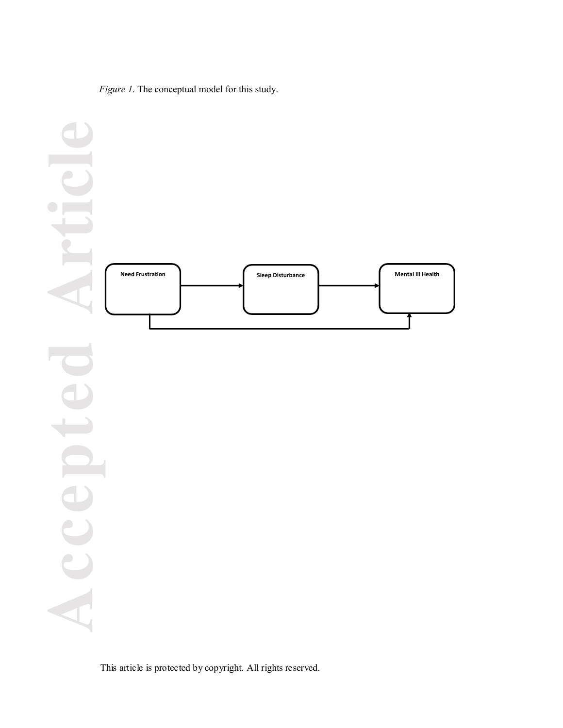*Figure 1*. The conceptual model for this study.

Need Frustration

Sleep Disturbance

Mental Ill Health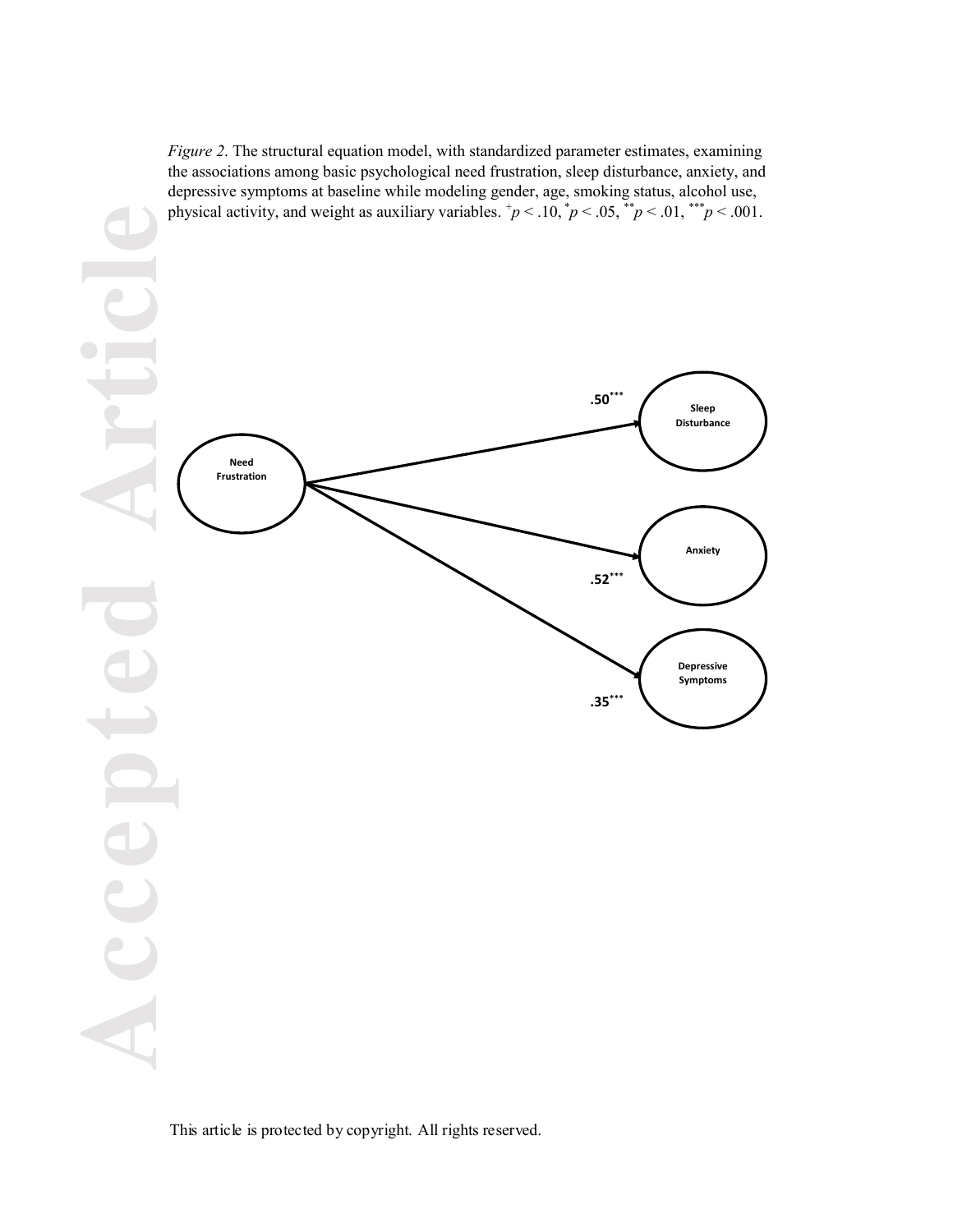*Figure 2*. The structural equation model, with standardized parameter estimates, examining the associations among basic psychological need frustration, sleep disturbance, anxiety, and depressive symptoms at baseline while modeling gender, age, smoking status, alcohol use, physical activity, and weight as auxiliary variables. $^{+}p < .10$, $^{*}p < .05$, $^{**}p < .01$, $^{***}p < .001$.

Need Frustration

Sleep Disturbance

Anxiety

Depressive Symptoms

.50***

.52***

.35***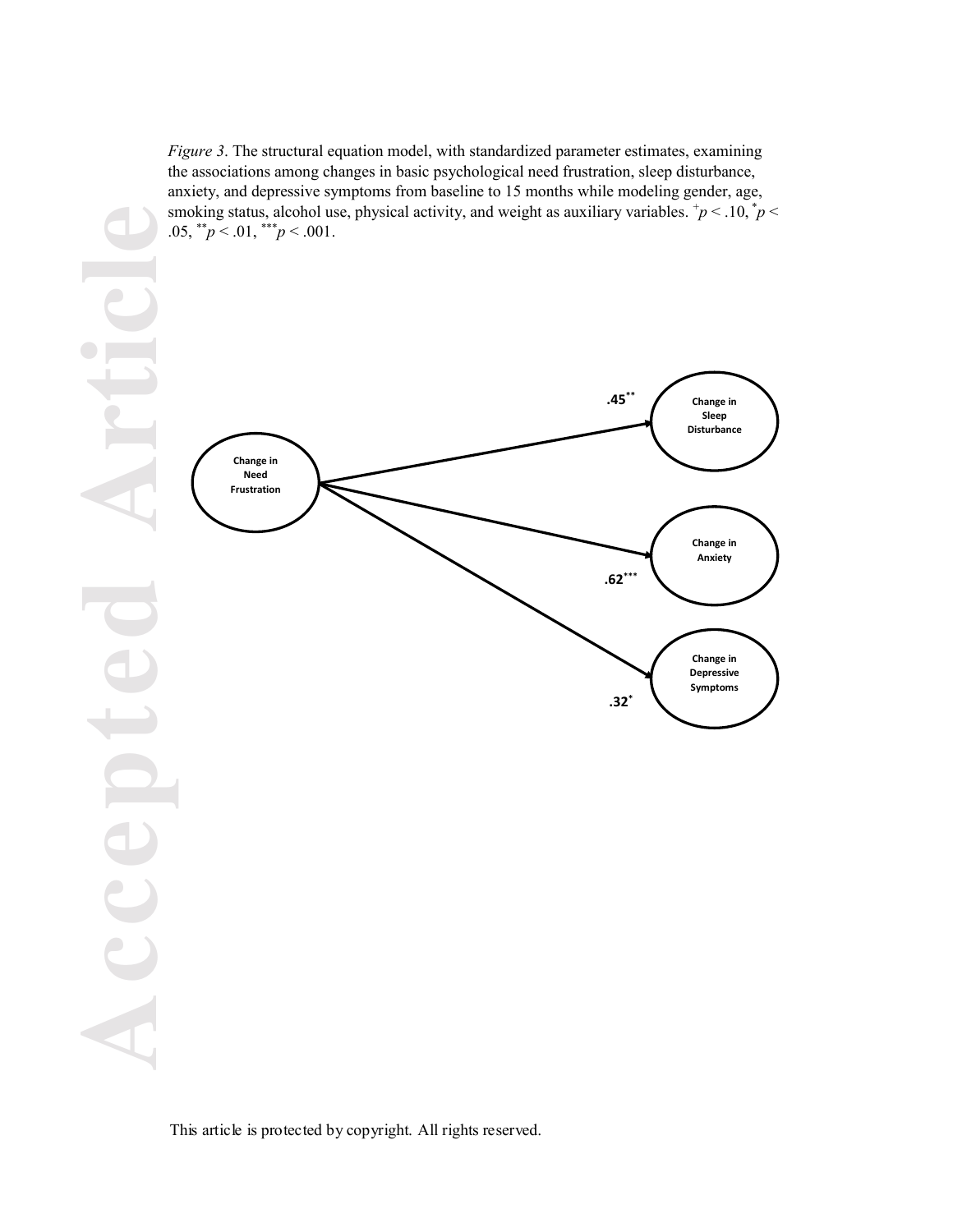*Figure 3*. The structural equation model, with standardized parameter estimates, examining the associations among changes in basic psychological need frustration, sleep disturbance, anxiety, and depressive symptoms from baseline to 15 months while modeling gender, age, smoking status, alcohol use, physical activity, and weight as auxiliary variables. $^{+}p < .10$, $^{*}p < .05$, $^{**}p < .01$, $^{***}p < .001$.

Change in Need Frustration

.45**

Change in Sleep Disturbance

.62***

Change in Anxiety

.32*

Change in Depressive Symptoms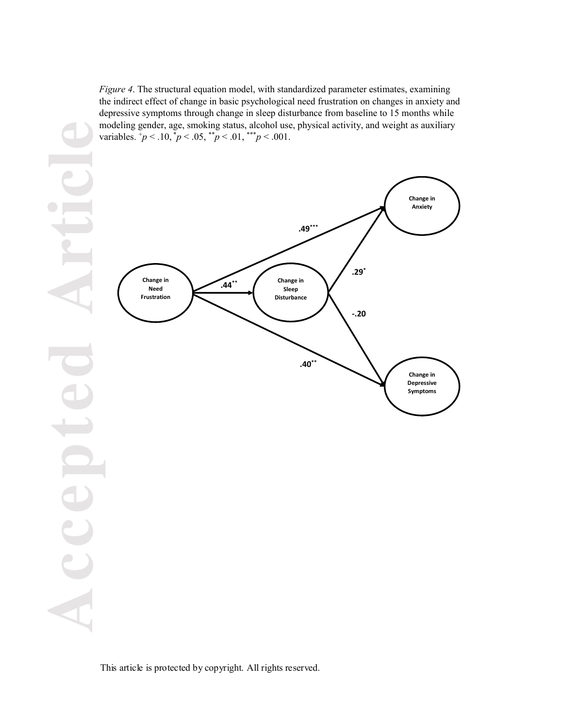*Figure 4*. The structural equation model, with standardized parameter estimates, examining the indirect effect of change in basic psychological need frustration on changes in anxiety and depressive symptoms through change in sleep disturbance from baseline to 15 months while modeling gender, age, smoking status, alcohol use, physical activity, and weight as auxiliary variables. $^{+}p < .10$, $^{*}p < .05$, $^{**}p < .01$, $^{***}p < .001$.

Change in Anxiety

.49***

.29*

Change in Need Frustration

.44**

Change in Sleep Disturbance

-.20

.40**

Change in Depressive Symptoms